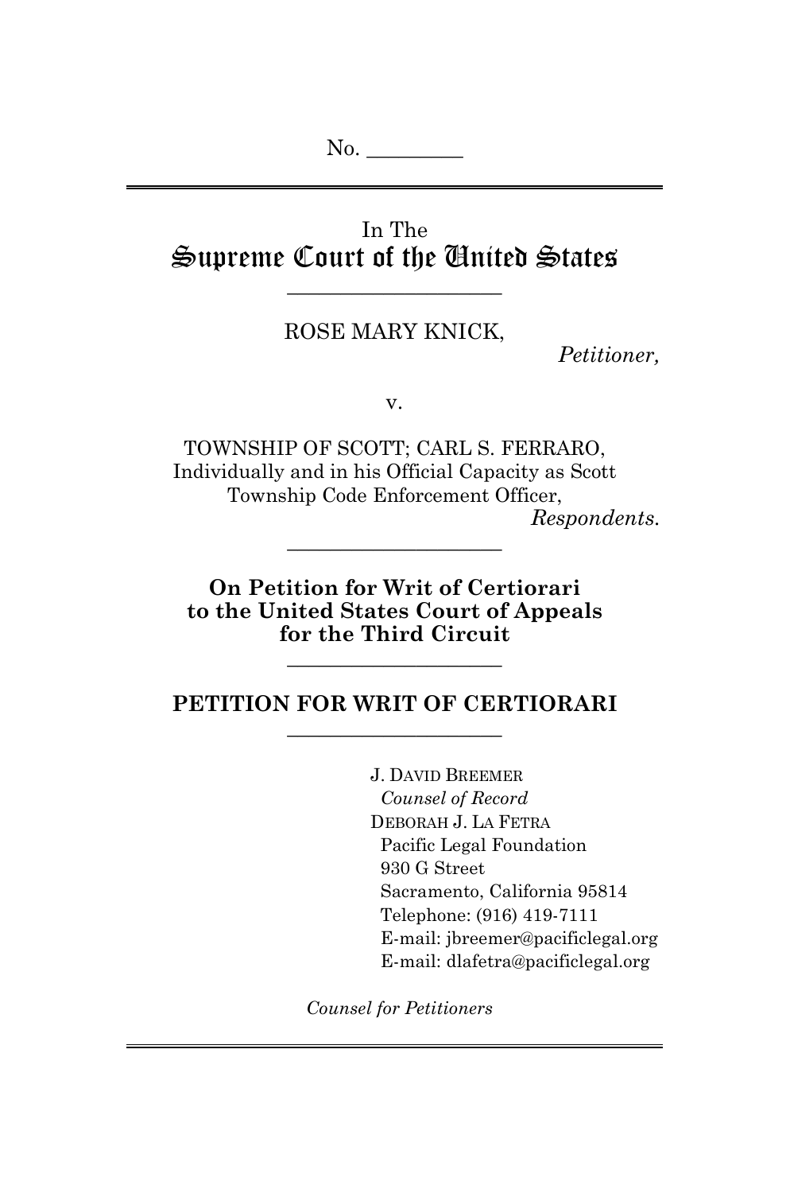No. \_\_\_\_\_\_\_\_\_

---

In The

# Supreme Court of the United States

---

ROSE MARY KNICK,

*Petitioner,*

v.

TOWNSHIP OF SCOTT; CARL S. FERRARO, Individually and in his Official Capacity as Scott Township Code Enforcement Officer,

*Respondents.*

---

**On Petition for Writ of Certiorari to the United States Court of Appeals for the Third Circuit**

---

## PETITION FOR WRIT OF CERTIORARI

---

J. DAVID BREEMER
*Counsel of Record*
DEBORAH J. LA FETRA
Pacific Legal Foundation
930 G Street
Sacramento, California 95814
Telephone: (916) 419-7111
E-mail: jbreemer@pacificlegal.org
E-mail: dlafetra@pacificlegal.org

*Counsel for Petitioners*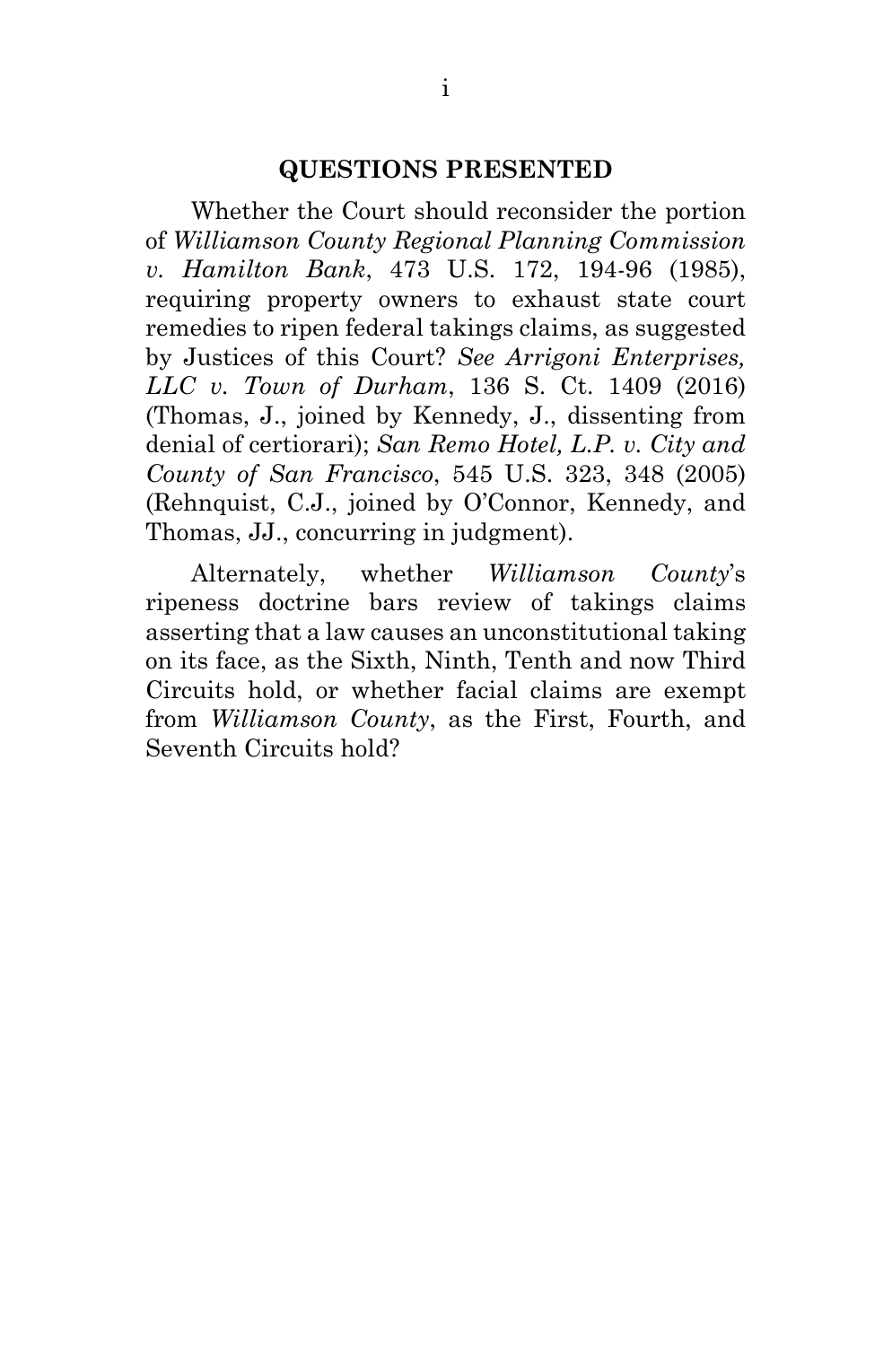## QUESTIONS PRESENTED

Whether the Court should reconsider the portion of *Williamson County Regional Planning Commission v. Hamilton Bank*, 473 U.S. 172, 194-96 (1985), requiring property owners to exhaust state court remedies to ripen federal takings claims, as suggested by Justices of this Court? *See Arrigoni Enterprises, LLC v. Town of Durham*, 136 S. Ct. 1409 (2016) (Thomas, J., joined by Kennedy, J., dissenting from denial of certiorari); *San Remo Hotel, L.P. v. City and County of San Francisco*, 545 U.S. 323, 348 (2005) (Rehnquist, C.J., joined by O'Connor, Kennedy, and Thomas, JJ., concurring in judgment).

Alternately, whether *Williamson County*'s ripeness doctrine bars review of takings claims asserting that a law causes an unconstitutional taking on its face, as the Sixth, Ninth, Tenth and now Third Circuits hold, or whether facial claims are exempt from *Williamson County*, as the First, Fourth, and Seventh Circuits hold?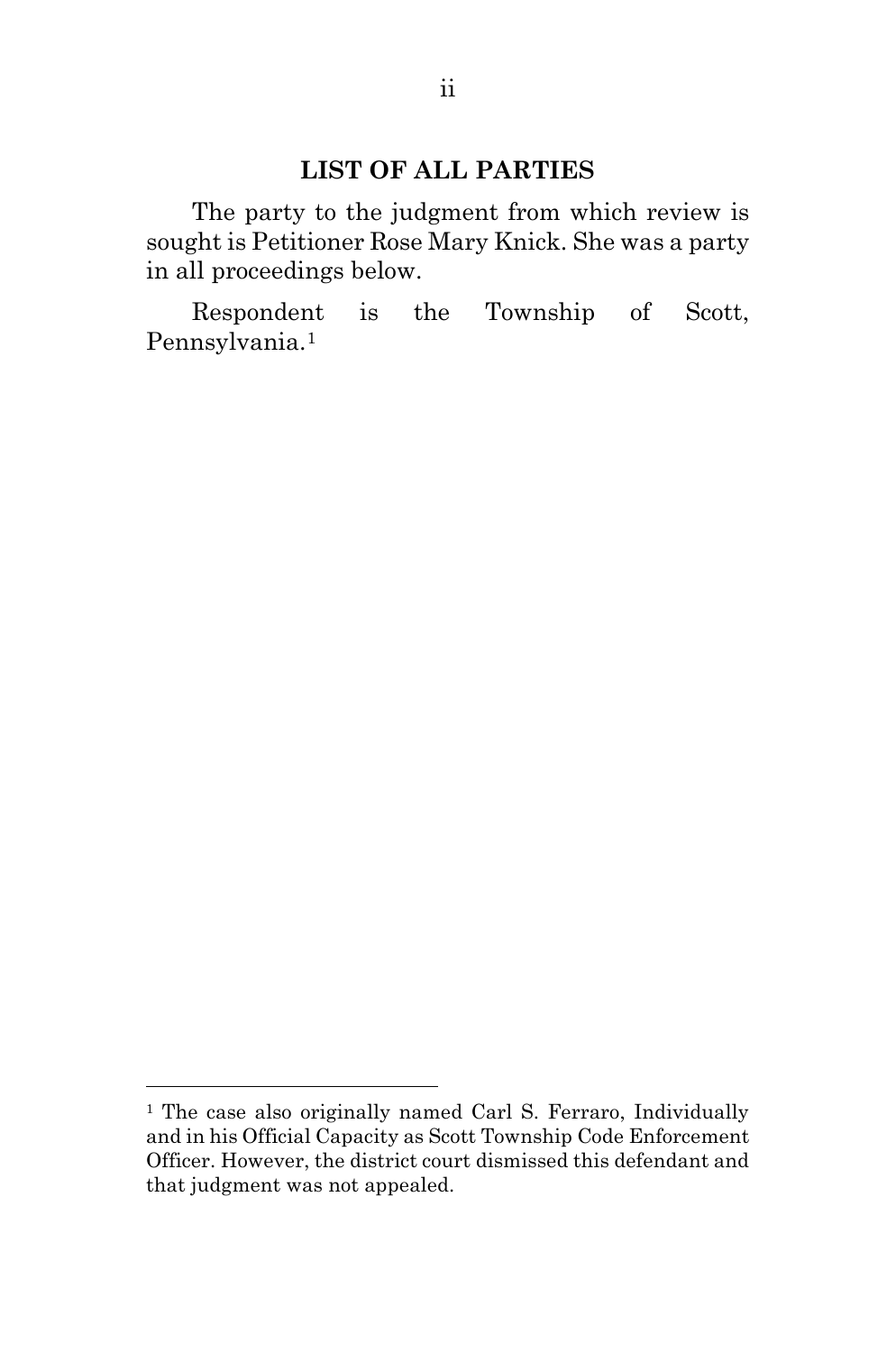## LIST OF ALL PARTIES

The party to the judgment from which review is sought is Petitioner Rose Mary Knick. She was a party in all proceedings below.

Respondent is the Township of Scott, Pennsylvania.[1]

---

[1] The case also originally named Carl S. Ferraro, Individually and in his Official Capacity as Scott Township Code Enforcement Officer. However, the district court dismissed this defendant and that judgment was not appealed.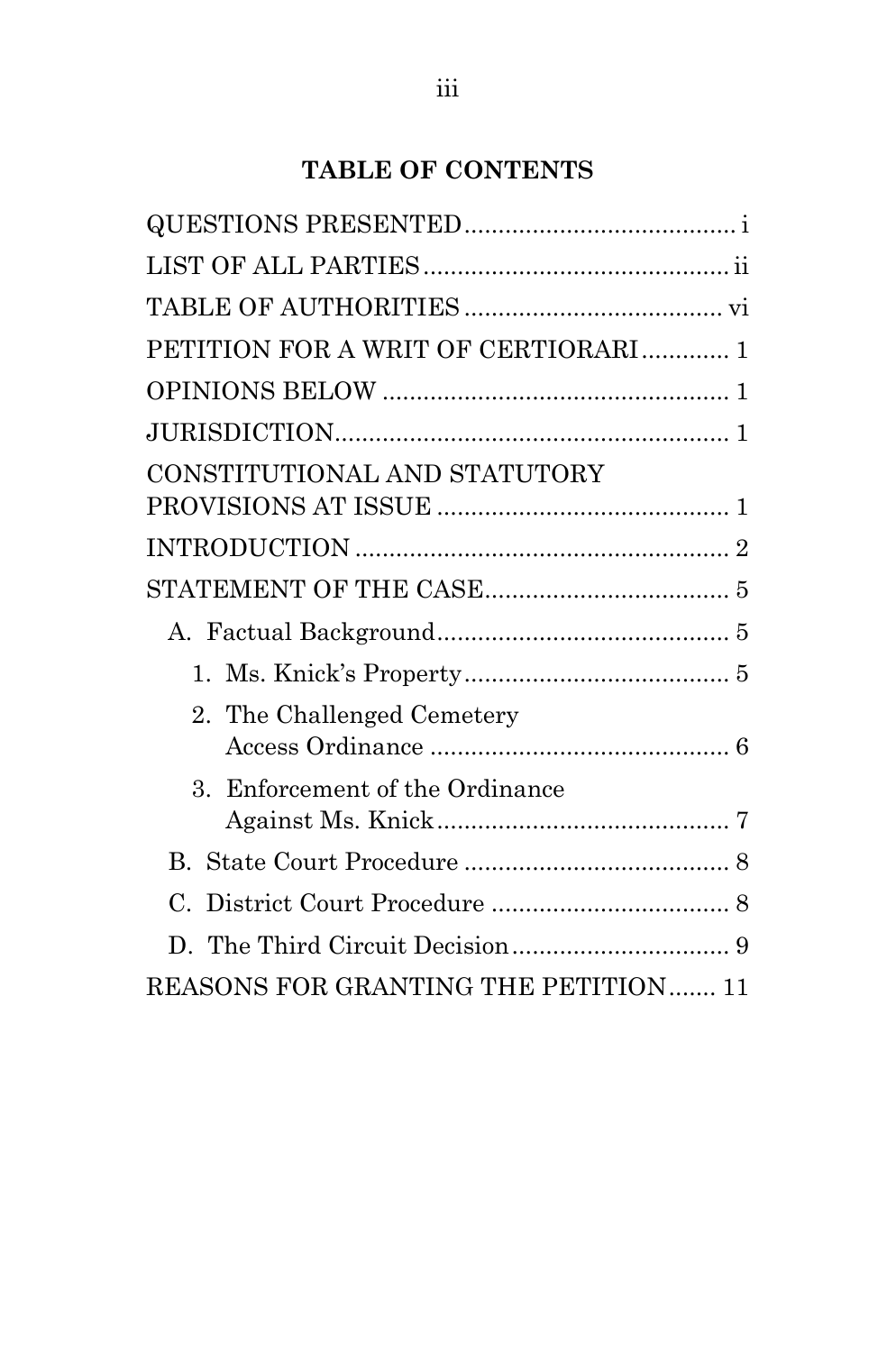## TABLE OF CONTENTS

QUESTIONS PRESENTED ........................................ i

LIST OF ALL PARTIES ............................................ ii

TABLE OF AUTHORITIES ...................................... vi

PETITION FOR A WRIT OF CERTIORARI ............. 1

OPINIONS BELOW ................................................... 1

JURISDICTION .......................................................... 1

CONSTITUTIONAL AND STATUTORY PROVISIONS AT ISSUE ........................................... 1

INTRODUCTION ....................................................... 2

STATEMENT OF THE CASE .................................... 5

- A. Factual Background ........................................... 5
  1. Ms. Knick's Property ....................................... 5
  2. The Challenged Cemetery Access Ordinance ............................................ 6
  3. Enforcement of the Ordinance Against Ms. Knick ........................................... 7
- B. State Court Procedure ....................................... 8
- C. District Court Procedure ................................... 8
- D. The Third Circuit Decision ................................ 9

REASONS FOR GRANTING THE PETITION ....... 11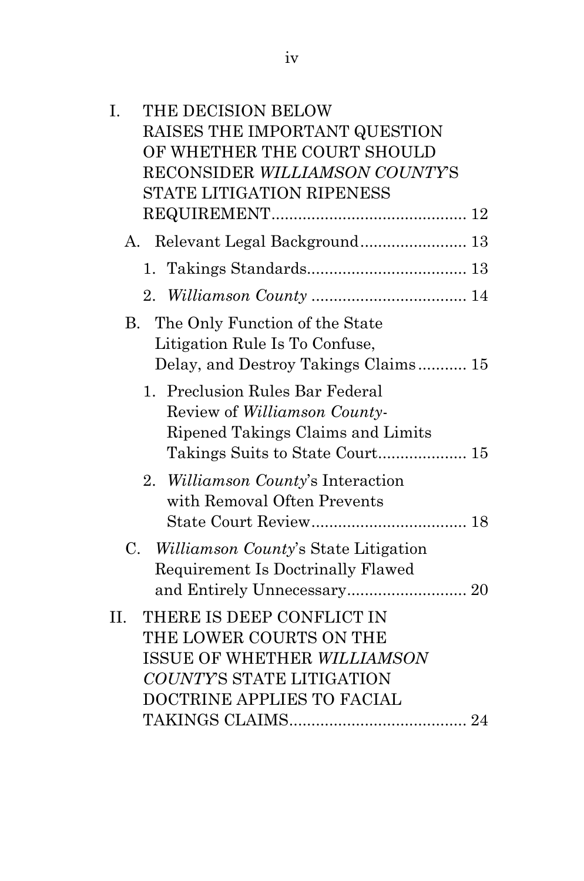I. THE DECISION BELOW RAISES THE IMPORTANT QUESTION OF WHETHER THE COURT SHOULD RECONSIDER *WILLIAMSON COUNTY*'S STATE LITIGATION RIPENESS REQUIREMENT........................................... 12

   A. Relevant Legal Background........................ 13

      1. Takings Standards.................................... 13

      2. *Williamson County* ................................... 14

   B. The Only Function of the State Litigation Rule Is To Confuse, Delay, and Destroy Takings Claims........... 15

      1. Preclusion Rules Bar Federal Review of *Williamson County*-Ripened Takings Claims and Limits Takings Suits to State Court.................... 15

      2. *Williamson County*'s Interaction with Removal Often Prevents State Court Review................................... 18

   C. *Williamson County*'s State Litigation Requirement Is Doctrinally Flawed and Entirely Unnecessary........................... 20

II. THERE IS DEEP CONFLICT IN THE LOWER COURTS ON THE ISSUE OF WHETHER *WILLIAMSON COUNTY*'S STATE LITIGATION DOCTRINE APPLIES TO FACIAL TAKINGS CLAIMS........................................ 24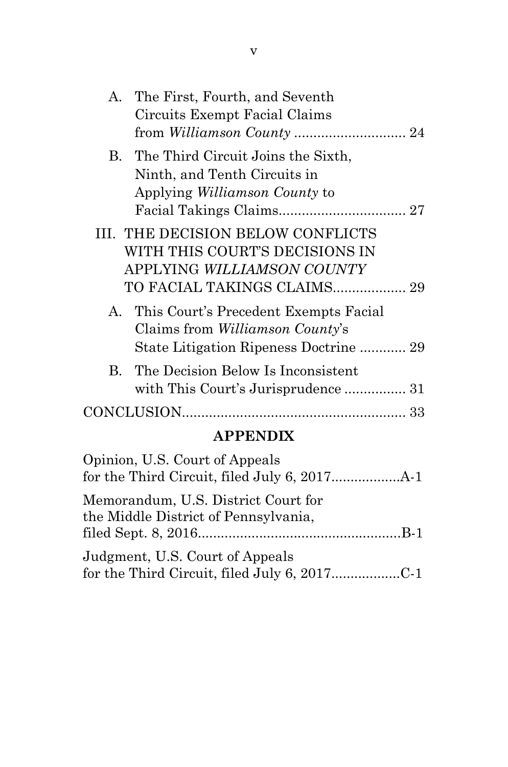A. The First, Fourth, and Seventh Circuits Exempt Facial Claims from *Williamson County* ............................ 24

B. The Third Circuit Joins the Sixth, Ninth, and Tenth Circuits in Applying *Williamson County* to Facial Takings Claims................................ 27

III. THE DECISION BELOW CONFLICTS WITH THIS COURT'S DECISIONS IN APPLYING *WILLIAMSON COUNTY* TO FACIAL TAKINGS CLAIMS.................. 29

A. This Court's Precedent Exempts Facial Claims from *Williamson County*'s State Litigation Ripeness Doctrine ............ 29

B. The Decision Below Is Inconsistent with This Court's Jurisprudence ................ 31

CONCLUSION......................................................... 33

**APPENDIX**

Opinion, U.S. Court of Appeals for the Third Circuit, filed July 6, 2017..................A-1

Memorandum, U.S. District Court for the Middle District of Pennsylvania, filed Sept. 8, 2016....................................................B-1

Judgment, U.S. Court of Appeals for the Third Circuit, filed July 6, 2017..................C-1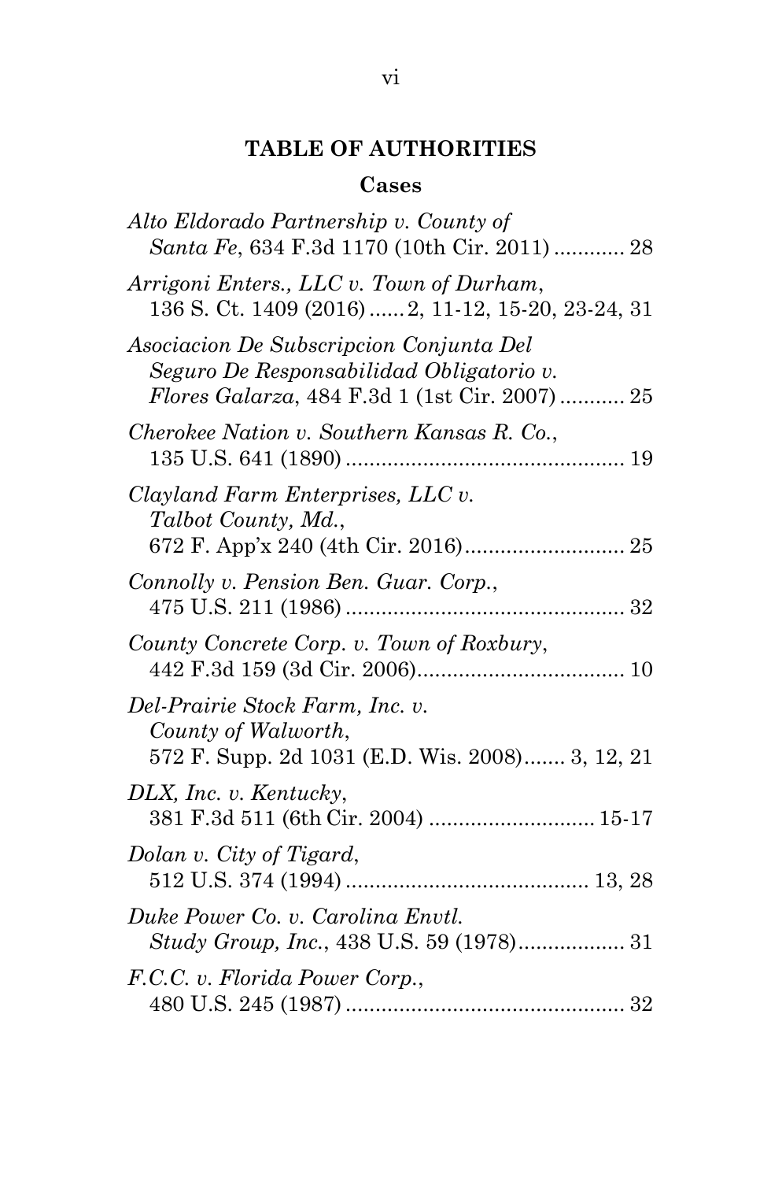## TABLE OF AUTHORITIES

### Cases

*Alto Eldorado Partnership v. County of Santa Fe*, 634 F.3d 1170 (10th Cir. 2011) ............ 28

*Arrigoni Enters., LLC v. Town of Durham*, 136 S. Ct. 1409 (2016) ...... 2, 11-12, 15-20, 23-24, 31

*Asociacion De Subscripcion Conjunta Del Seguro De Responsabilidad Obligatorio v. Flores Galarza*, 484 F.3d 1 (1st Cir. 2007) ........... 25

*Cherokee Nation v. Southern Kansas R. Co.*, 135 U.S. 641 (1890) ............................................... 19

*Clayland Farm Enterprises, LLC v. Talbot County, Md.*, 672 F. App'x 240 (4th Cir. 2016)........................... 25

*Connolly v. Pension Ben. Guar. Corp.*, 475 U.S. 211 (1986) ............................................... 32

*County Concrete Corp. v. Town of Roxbury*, 442 F.3d 159 (3d Cir. 2006)................................... 10

*Del-Prairie Stock Farm, Inc. v. County of Walworth*, 572 F. Supp. 2d 1031 (E.D. Wis. 2008)....... 3, 12, 21

*DLX, Inc. v. Kentucky*, 381 F.3d 511 (6th Cir. 2004) ........................... 15-17

*Dolan v. City of Tigard*, 512 U.S. 374 (1994) ......................................... 13, 28

*Duke Power Co. v. Carolina Envtl. Study Group, Inc.*, 438 U.S. 59 (1978).................. 31

*F.C.C. v. Florida Power Corp.*, 480 U.S. 245 (1987) ............................................... 32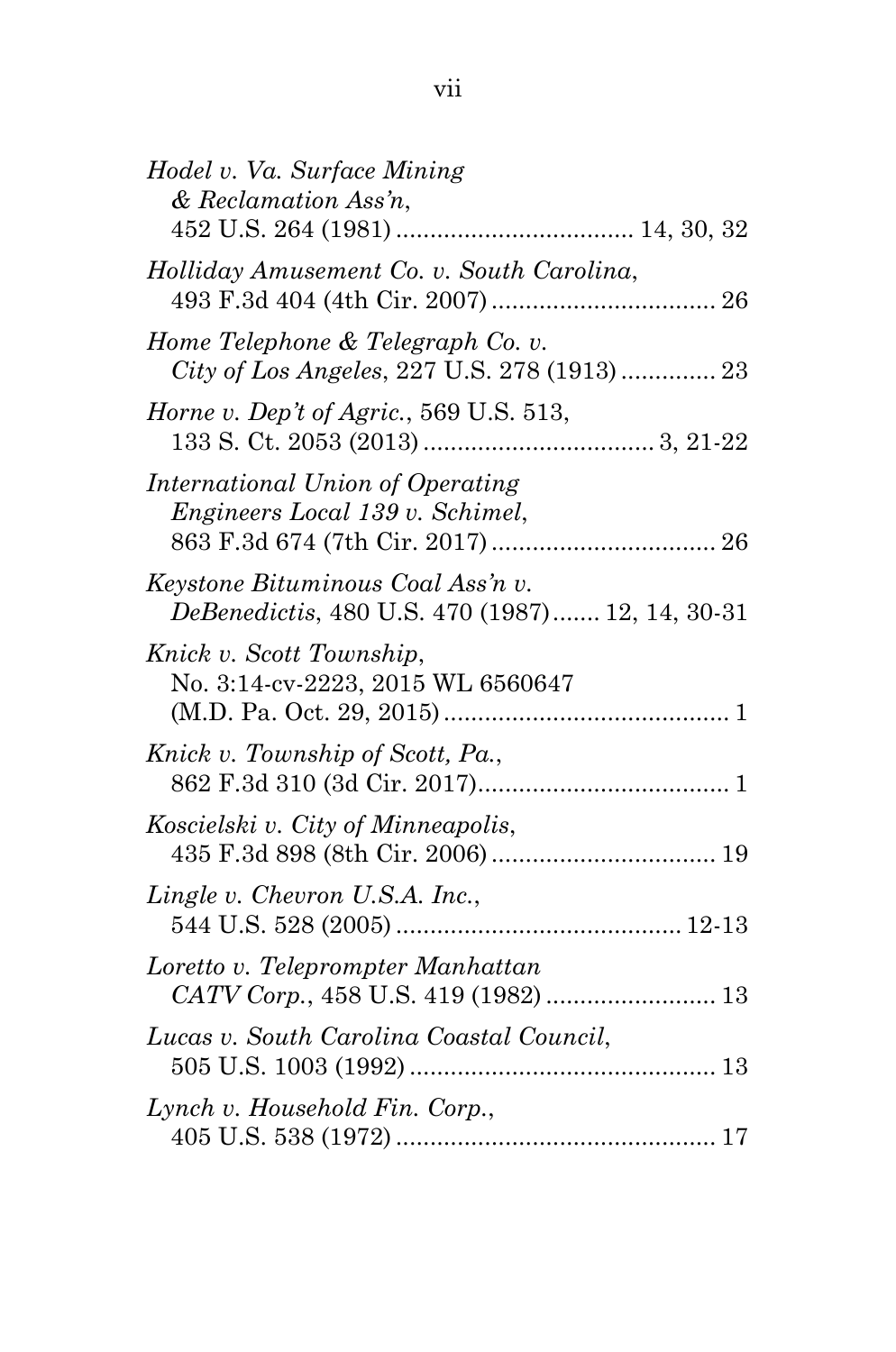*Hodel v. Va. Surface Mining & Reclamation Ass'n*, 452 U.S. 264 (1981) .................................. 14, 30, 32

*Holliday Amusement Co. v. South Carolina*, 493 F.3d 404 (4th Cir. 2007) ................................. 26

*Home Telephone & Telegraph Co. v. City of Los Angeles*, 227 U.S. 278 (1913) .............. 23

*Horne v. Dep't of Agric.*, 569 U.S. 513, 133 S. Ct. 2053 (2013) ................................. 3, 21-22

*International Union of Operating Engineers Local 139 v. Schimel*, 863 F.3d 674 (7th Cir. 2017) ................................. 26

*Keystone Bituminous Coal Ass'n v. DeBenedictis*, 480 U.S. 470 (1987)....... 12, 14, 30-31

*Knick v. Scott Township*, No. 3:14-cv-2223, 2015 WL 6560647 (M.D. Pa. Oct. 29, 2015).......................................... 1

*Knick v. Township of Scott, Pa.*, 862 F.3d 310 (3d Cir. 2017)..................................... 1

*Koscielski v. City of Minneapolis*, 435 F.3d 898 (8th Cir. 2006) ................................. 19

*Lingle v. Chevron U.S.A. Inc.*, 544 U.S. 528 (2005) ......................................... 12-13

*Loretto v. Teleprompter Manhattan CATV Corp.*, 458 U.S. 419 (1982) ......................... 13

*Lucas v. South Carolina Coastal Council*, 505 U.S. 1003 (1992) ............................................. 13

*Lynch v. Household Fin. Corp.*, 405 U.S. 538 (1972) ............................................... 17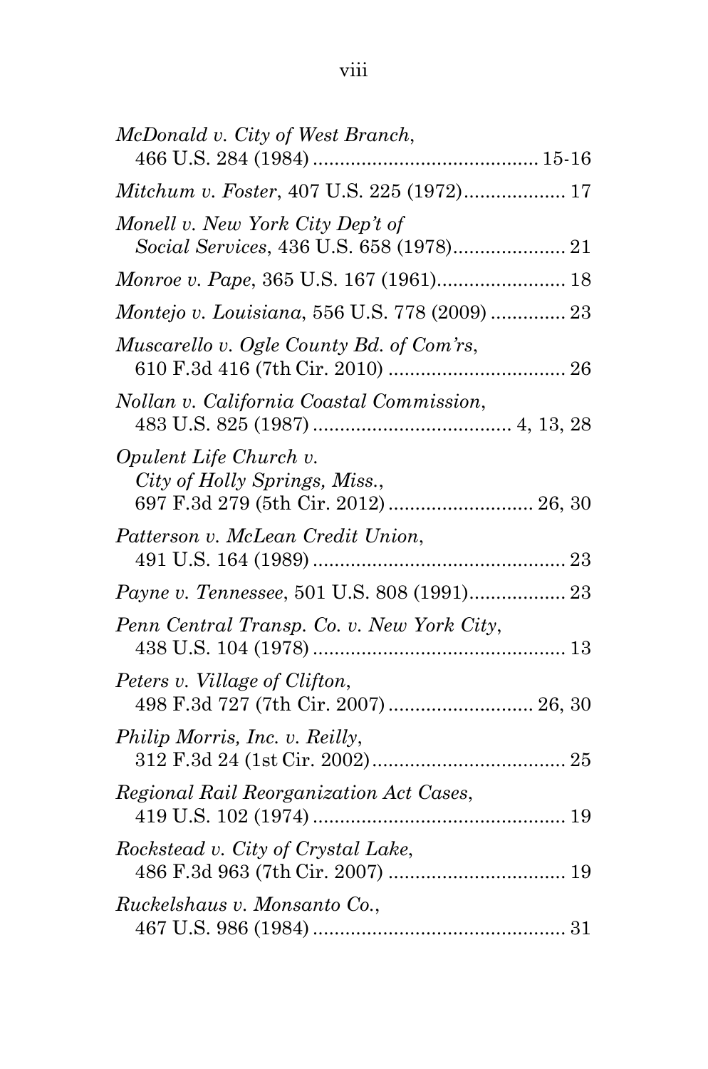*McDonald v. City of West Branch*,
466 U.S. 284 (1984) .......................................... 15-16

*Mitchum v. Foster*, 407 U.S. 225 (1972)................... 17

*Monell v. New York City Dep't of Social Services*, 436 U.S. 658 (1978)..................... 21

*Monroe v. Pape*, 365 U.S. 167 (1961)........................ 18

*Montejo v. Louisiana*, 556 U.S. 778 (2009) .............. 23

*Muscarello v. Ogle County Bd. of Com'rs*,
610 F.3d 416 (7th Cir. 2010) ................................. 26

*Nollan v. California Coastal Commission*,
483 U.S. 825 (1987) ..................................... 4, 13, 28

*Opulent Life Church v. City of Holly Springs, Miss.*,
697 F.3d 279 (5th Cir. 2012) ........................... 26, 30

*Patterson v. McLean Credit Union*,
491 U.S. 164 (1989) ............................................... 23

*Payne v. Tennessee*, 501 U.S. 808 (1991).................. 23

*Penn Central Transp. Co. v. New York City*,
438 U.S. 104 (1978) ............................................... 13

*Peters v. Village of Clifton*,
498 F.3d 727 (7th Cir. 2007) ........................... 26, 30

*Philip Morris, Inc. v. Reilly*,
312 F.3d 24 (1st Cir. 2002).................................... 25

*Regional Rail Reorganization Act Cases*,
419 U.S. 102 (1974) ............................................... 19

*Rockstead v. City of Crystal Lake*,
486 F.3d 963 (7th Cir. 2007) ................................. 19

*Ruckelshaus v. Monsanto Co.*,
467 U.S. 986 (1984) ............................................... 31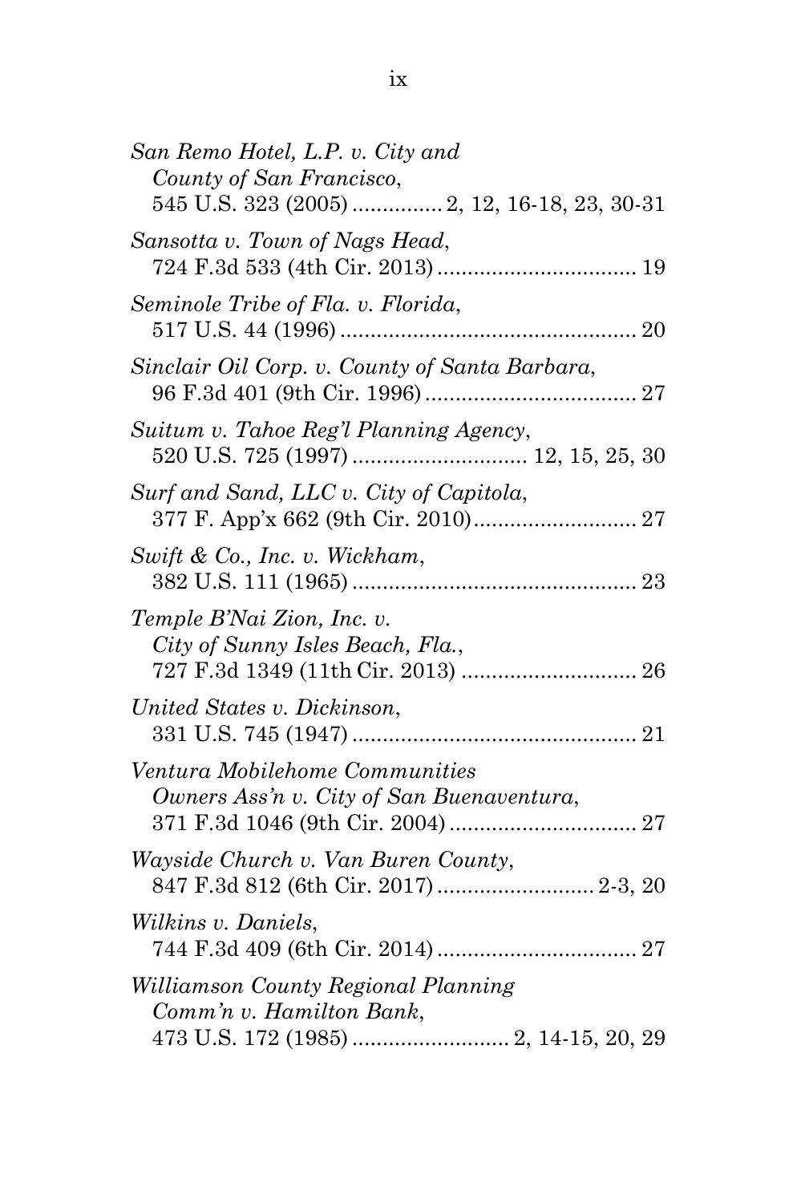*San Remo Hotel, L.P. v. City and County of San Francisco*, 545 U.S. 323 (2005) .............. 2, 12, 16-18, 23, 30-31

*Sansotta v. Town of Nags Head*, 724 F.3d 533 (4th Cir. 2013) ................................ 19

*Seminole Tribe of Fla. v. Florida*, 517 U.S. 44 (1996) ................................................ 20

*Sinclair Oil Corp. v. County of Santa Barbara*, 96 F.3d 401 (9th Cir. 1996) .................................. 27

*Suitum v. Tahoe Reg'l Planning Agency*, 520 U.S. 725 (1997) ............................ 12, 15, 25, 30

*Surf and Sand, LLC v. City of Capitola*, 377 F. App'x 662 (9th Cir. 2010) .......................... 27

*Swift & Co., Inc. v. Wickham*, 382 U.S. 111 (1965) ............................................... 23

*Temple B'Nai Zion, Inc. v. City of Sunny Isles Beach, Fla.*, 727 F.3d 1349 (11th Cir. 2013) ............................ 26

*United States v. Dickinson*, 331 U.S. 745 (1947) ............................................... 21

*Ventura Mobilehome Communities Owners Ass'n v. City of San Buenaventura*, 371 F.3d 1046 (9th Cir. 2004) .............................. 27

*Wayside Church v. Van Buren County*, 847 F.3d 812 (6th Cir. 2017) ......................... 2-3, 20

*Wilkins v. Daniels*, 744 F.3d 409 (6th Cir. 2014) ................................ 27

*Williamson County Regional Planning Comm'n v. Hamilton Bank*, 473 U.S. 172 (1985) ......................... 2, 14-15, 20, 29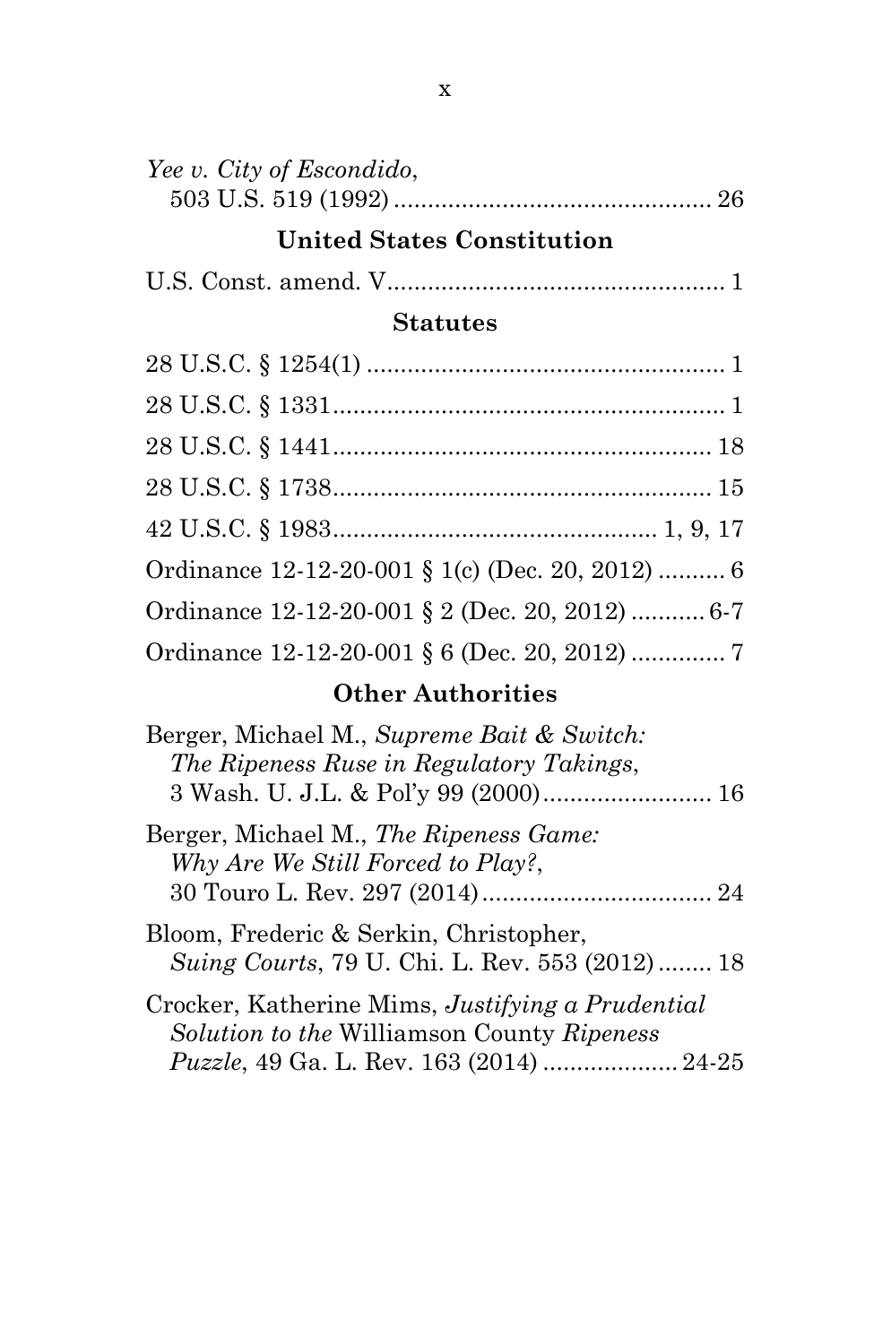*Yee v. City of Escondido*,
503 U.S. 519 (1992) ................................................ 26

### United States Constitution

U.S. Const. amend. V.................................................. 1

### Statutes

28 U.S.C. § 1254(1) ..................................................... 1

28 U.S.C. § 1331.......................................................... 1

28 U.S.C. § 1441........................................................ 18

28 U.S.C. § 1738........................................................ 15

42 U.S.C. § 1983............................................... 1, 9, 17

Ordinance 12-12-20-001 § 1(c) (Dec. 20, 2012) .......... 6

Ordinance 12-12-20-001 § 2 (Dec. 20, 2012) ........... 6-7

Ordinance 12-12-20-001 § 6 (Dec. 20, 2012) .............. 7

### Other Authorities

Berger, Michael M., *Supreme Bait & Switch: The Ripeness Ruse in Regulatory Takings*, 3 Wash. U. J.L. & Pol'y 99 (2000)......................... 16

Berger, Michael M., *The Ripeness Game: Why Are We Still Forced to Play?*, 30 Touro L. Rev. 297 (2014).................................. 24

Bloom, Frederic & Serkin, Christopher, *Suing Courts*, 79 U. Chi. L. Rev. 553 (2012)........ 18

Crocker, Katherine Mims, *Justifying a Prudential Solution to the* Williamson County *Ripeness Puzzle*, 49 Ga. L. Rev. 163 (2014) .................... 24-25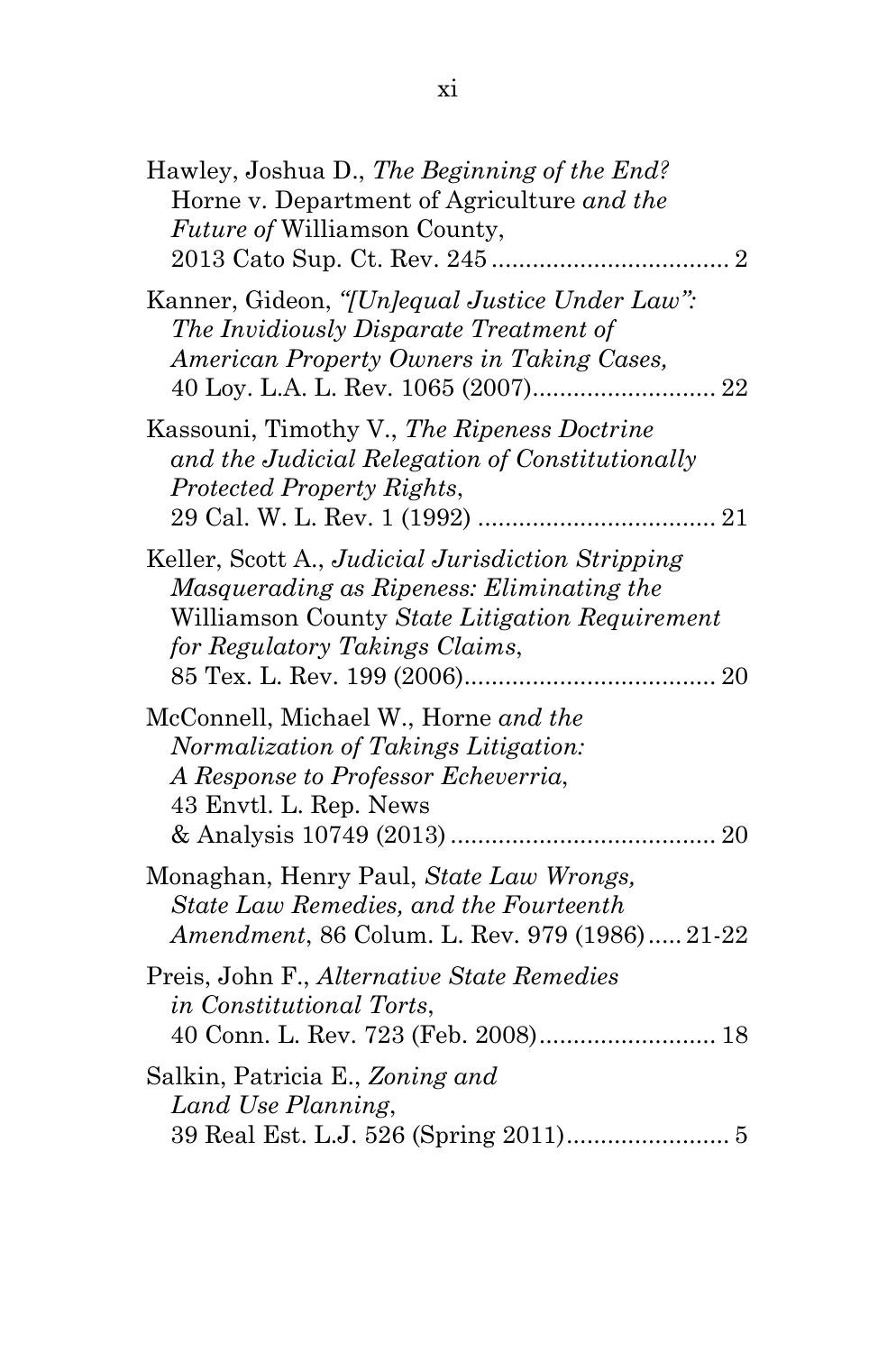Hawley, Joshua D., *The Beginning of the End?* Horne v. Department of Agriculture *and the Future of* Williamson County, 2013 Cato Sup. Ct. Rev. 245 .................................. 2

Kanner, Gideon, *"[Un]equal Justice Under Law": The Invidiously Disparate Treatment of American Property Owners in Taking Cases,* 40 Loy. L.A. L. Rev. 1065 (2007).......................... 22

Kassouni, Timothy V., *The Ripeness Doctrine and the Judicial Relegation of Constitutionally Protected Property Rights*, 29 Cal. W. L. Rev. 1 (1992) .................................. 21

Keller, Scott A., *Judicial Jurisdiction Stripping Masquerading as Ripeness: Eliminating the* Williamson County *State Litigation Requirement for Regulatory Takings Claims*, 85 Tex. L. Rev. 199 (2006).................................... 20

McConnell, Michael W., Horne *and the Normalization of Takings Litigation: A Response to Professor Echeverria*, 43 Envtl. L. Rep. News & Analysis 10749 (2013) ...................................... 20

Monaghan, Henry Paul, *State Law Wrongs, State Law Remedies, and the Fourteenth Amendment*, 86 Colum. L. Rev. 979 (1986)..... 21-22

Preis, John F., *Alternative State Remedies in Constitutional Torts*, 40 Conn. L. Rev. 723 (Feb. 2008).......................... 18

Salkin, Patricia E., *Zoning and Land Use Planning*, 39 Real Est. L.J. 526 (Spring 2011)....................... 5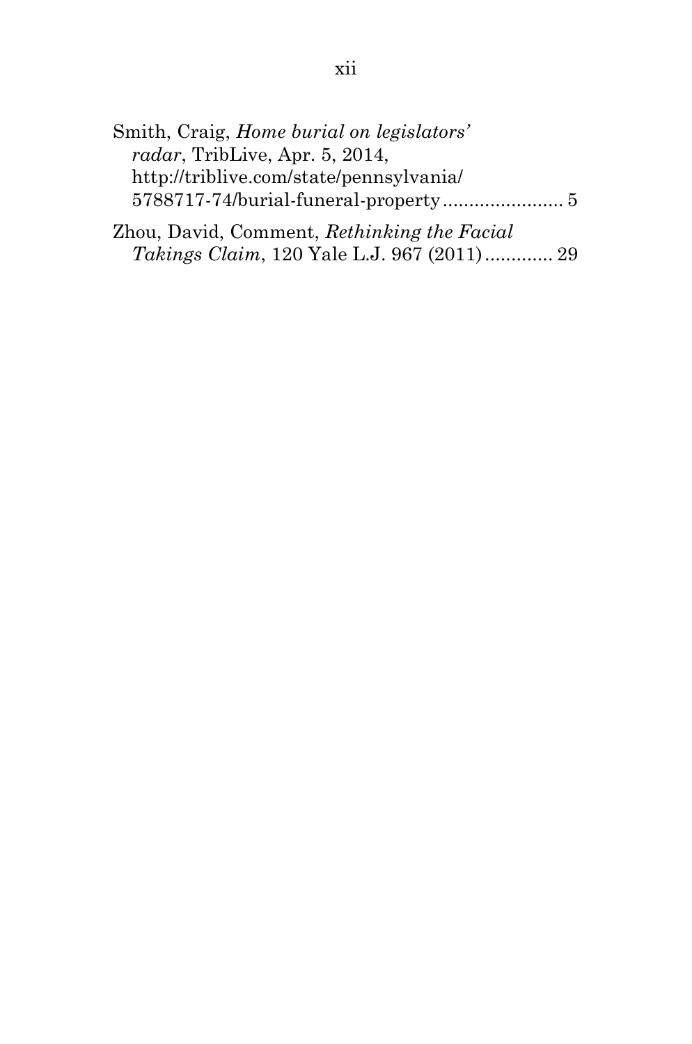Smith, Craig, *Home burial on legislators' radar*, TribLive, Apr. 5, 2014, http://triblive.com/state/pennsylvania/5788717-74/burial-funeral-property ....................... 5

Zhou, David, Comment, *Rethinking the Facial Takings Claim*, 120 Yale L.J. 967 (2011) ............. 29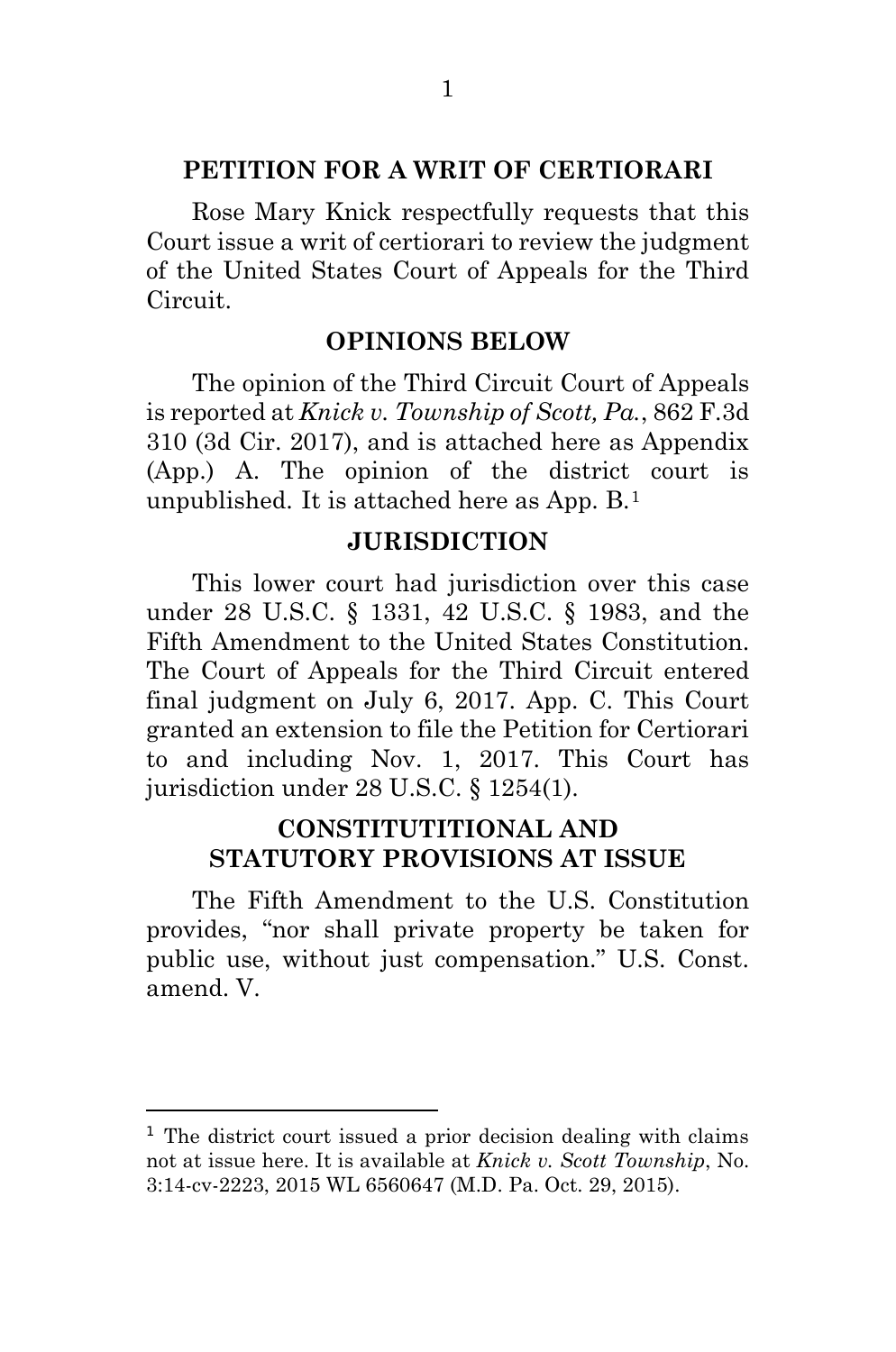## PETITION FOR A WRIT OF CERTIORARI

Rose Mary Knick respectfully requests that this Court issue a writ of certiorari to review the judgment of the United States Court of Appeals for the Third Circuit.

## OPINIONS BELOW

The opinion of the Third Circuit Court of Appeals is reported at *Knick v. Township of Scott, Pa.*, 862 F.3d 310 (3d Cir. 2017), and is attached here as Appendix (App.) A. The opinion of the district court is unpublished. It is attached here as App. B.[1]

## JURISDICTION

This lower court had jurisdiction over this case under 28 U.S.C. § 1331, 42 U.S.C. § 1983, and the Fifth Amendment to the United States Constitution. The Court of Appeals for the Third Circuit entered final judgment on July 6, 2017. App. C. This Court granted an extension to file the Petition for Certiorari to and including Nov. 1, 2017. This Court has jurisdiction under 28 U.S.C. § 1254(1).

## CONSTITUTITIONAL AND STATUTORY PROVISIONS AT ISSUE

The Fifth Amendment to the U.S. Constitution provides, "nor shall private property be taken for public use, without just compensation." U.S. Const. amend. V.

---

[1] The district court issued a prior decision dealing with claims not at issue here. It is available at *Knick v. Scott Township*, No. 3:14-cv-2223, 2015 WL 6560647 (M.D. Pa. Oct. 29, 2015).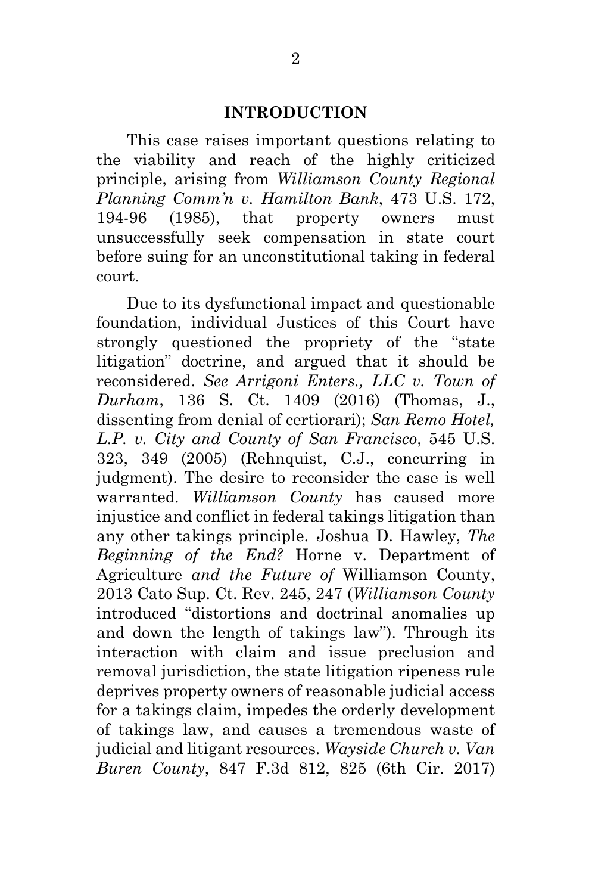## INTRODUCTION

This case raises important questions relating to the viability and reach of the highly criticized principle, arising from *Williamson County Regional Planning Comm'n v. Hamilton Bank*, 473 U.S. 172, 194-96 (1985), that property owners must unsuccessfully seek compensation in state court before suing for an unconstitutional taking in federal court.

Due to its dysfunctional impact and questionable foundation, individual Justices of this Court have strongly questioned the propriety of the "state litigation" doctrine, and argued that it should be reconsidered. *See Arrigoni Enters., LLC v. Town of Durham*, 136 S. Ct. 1409 (2016) (Thomas, J., dissenting from denial of certiorari); *San Remo Hotel, L.P. v. City and County of San Francisco*, 545 U.S. 323, 349 (2005) (Rehnquist, C.J., concurring in judgment). The desire to reconsider the case is well warranted. *Williamson County* has caused more injustice and conflict in federal takings litigation than any other takings principle. Joshua D. Hawley, *The Beginning of the End?* Horne v. Department of Agriculture *and the Future of* Williamson County, 2013 Cato Sup. Ct. Rev. 245, 247 (*Williamson County* introduced "distortions and doctrinal anomalies up and down the length of takings law"). Through its interaction with claim and issue preclusion and removal jurisdiction, the state litigation ripeness rule deprives property owners of reasonable judicial access for a takings claim, impedes the orderly development of takings law, and causes a tremendous waste of judicial and litigant resources. *Wayside Church v. Van Buren County*, 847 F.3d 812, 825 (6th Cir. 2017)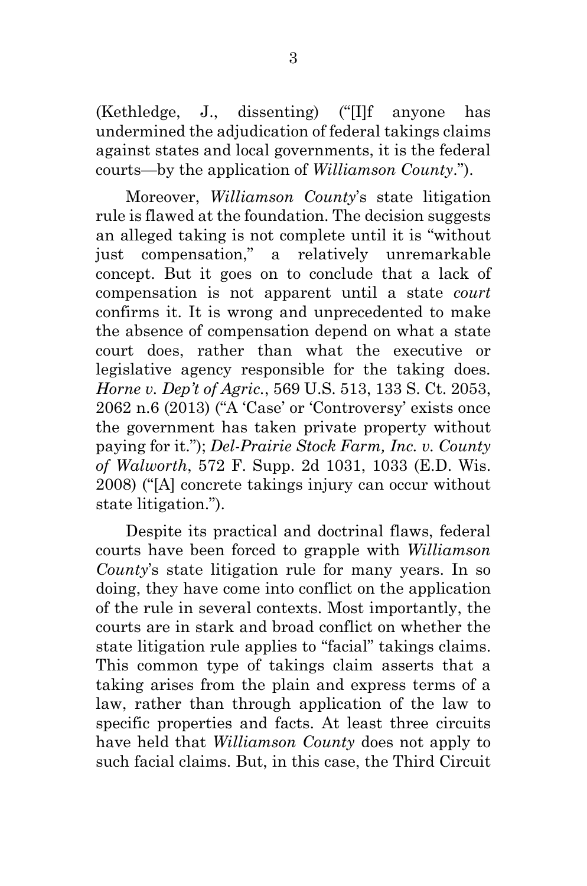(Kethledge, J., dissenting) ("[I]f anyone has undermined the adjudication of federal takings claims against states and local governments, it is the federal courts—by the application of *Williamson County*.").

Moreover, *Williamson County*'s state litigation rule is flawed at the foundation. The decision suggests an alleged taking is not complete until it is "without just compensation," a relatively unremarkable concept. But it goes on to conclude that a lack of compensation is not apparent until a state *court* confirms it. It is wrong and unprecedented to make the absence of compensation depend on what a state court does, rather than what the executive or legislative agency responsible for the taking does. *Horne v. Dep't of Agric.*, 569 U.S. 513, 133 S. Ct. 2053, 2062 n.6 (2013) ("A 'Case' or 'Controversy' exists once the government has taken private property without paying for it."); *Del-Prairie Stock Farm, Inc. v. County of Walworth*, 572 F. Supp. 2d 1031, 1033 (E.D. Wis. 2008) ("[A] concrete takings injury can occur without state litigation.").

Despite its practical and doctrinal flaws, federal courts have been forced to grapple with *Williamson County*'s state litigation rule for many years. In so doing, they have come into conflict on the application of the rule in several contexts. Most importantly, the courts are in stark and broad conflict on whether the state litigation rule applies to "facial" takings claims. This common type of takings claim asserts that a taking arises from the plain and express terms of a law, rather than through application of the law to specific properties and facts. At least three circuits have held that *Williamson County* does not apply to such facial claims. But, in this case, the Third Circuit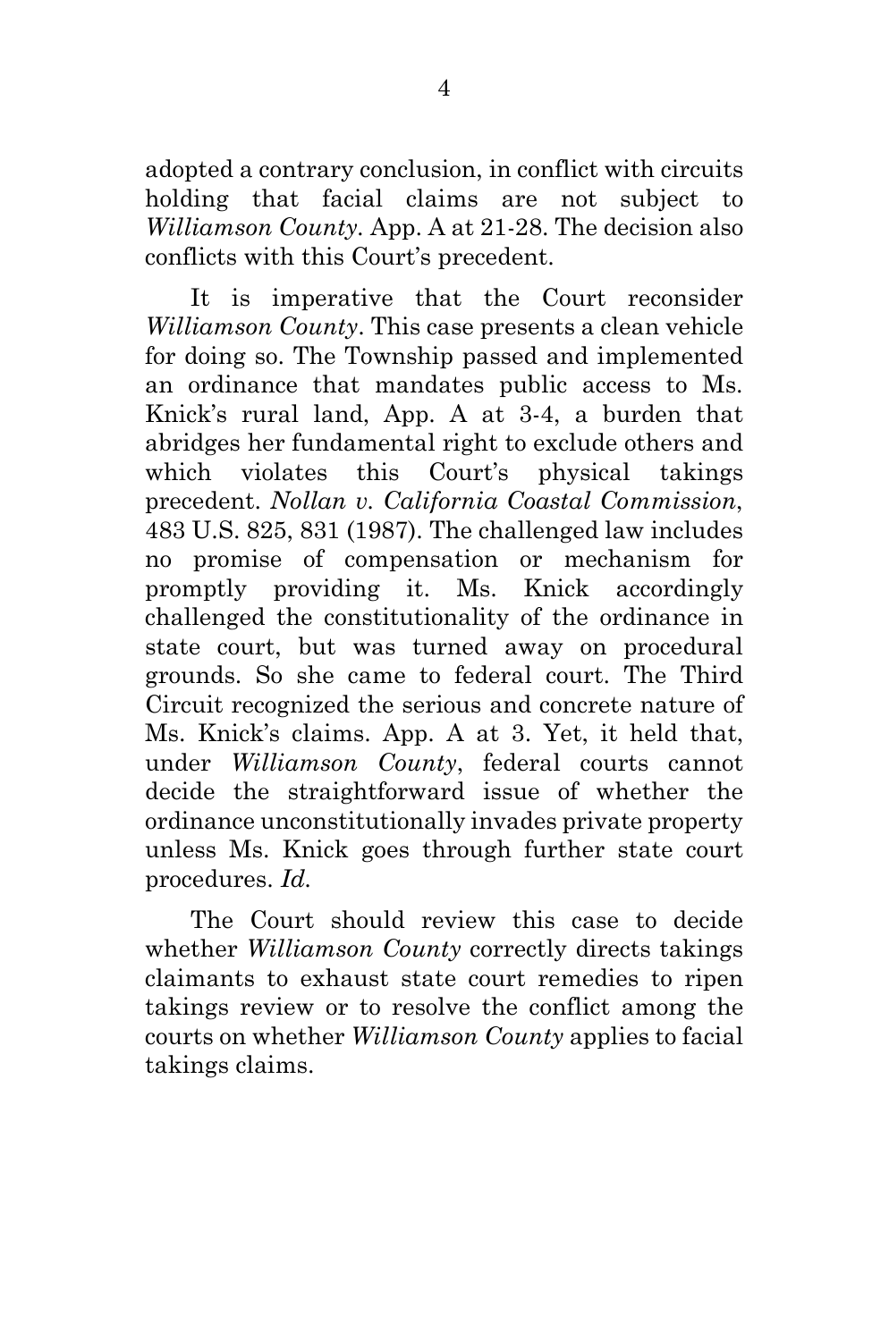adopted a contrary conclusion, in conflict with circuits holding that facial claims are not subject to *Williamson County*. App. A at 21-28. The decision also conflicts with this Court's precedent.

It is imperative that the Court reconsider *Williamson County*. This case presents a clean vehicle for doing so. The Township passed and implemented an ordinance that mandates public access to Ms. Knick's rural land, App. A at 3-4, a burden that abridges her fundamental right to exclude others and which violates this Court's physical takings precedent. *Nollan v. California Coastal Commission*, 483 U.S. 825, 831 (1987). The challenged law includes no promise of compensation or mechanism for promptly providing it. Ms. Knick accordingly challenged the constitutionality of the ordinance in state court, but was turned away on procedural grounds. So she came to federal court. The Third Circuit recognized the serious and concrete nature of Ms. Knick's claims. App. A at 3. Yet, it held that, under *Williamson County*, federal courts cannot decide the straightforward issue of whether the ordinance unconstitutionally invades private property unless Ms. Knick goes through further state court procedures. *Id.*

The Court should review this case to decide whether *Williamson County* correctly directs takings claimants to exhaust state court remedies to ripen takings review or to resolve the conflict among the courts on whether *Williamson County* applies to facial takings claims.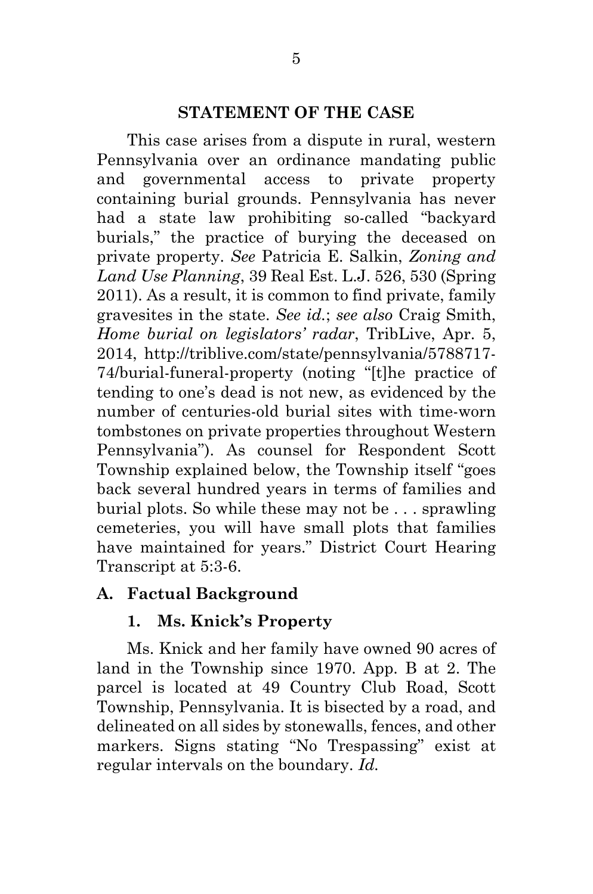## STATEMENT OF THE CASE

This case arises from a dispute in rural, western Pennsylvania over an ordinance mandating public and governmental access to private property containing burial grounds. Pennsylvania has never had a state law prohibiting so-called "backyard burials," the practice of burying the deceased on private property. *See* Patricia E. Salkin, *Zoning and Land Use Planning*, 39 Real Est. L.J. 526, 530 (Spring 2011). As a result, it is common to find private, family gravesites in the state. *See id.*; *see also* Craig Smith, *Home burial on legislators' radar*, TribLive, Apr. 5, 2014, http://triblive.com/state/pennsylvania/5788717-74/burial-funeral-property (noting "[t]he practice of tending to one's dead is not new, as evidenced by the number of centuries-old burial sites with time-worn tombstones on private properties throughout Western Pennsylvania"). As counsel for Respondent Scott Township explained below, the Township itself "goes back several hundred years in terms of families and burial plots. So while these may not be . . . sprawling cemeteries, you will have small plots that families have maintained for years." District Court Hearing Transcript at 5:3-6.

### A. Factual Background

#### 1. Ms. Knick's Property

Ms. Knick and her family have owned 90 acres of land in the Township since 1970. App. B at 2. The parcel is located at 49 Country Club Road, Scott Township, Pennsylvania. It is bisected by a road, and delineated on all sides by stonewalls, fences, and other markers. Signs stating "No Trespassing" exist at regular intervals on the boundary. *Id.*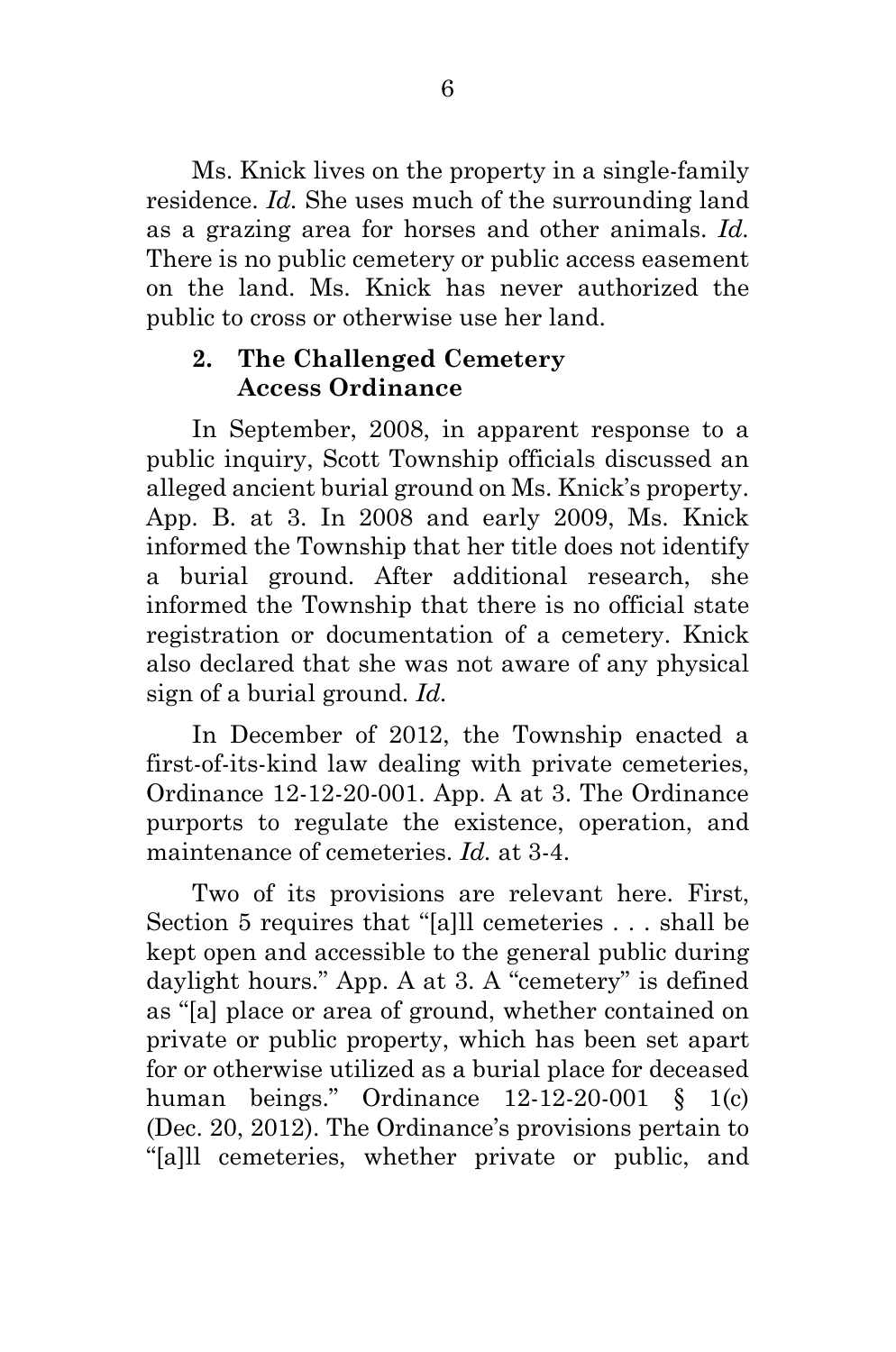Ms. Knick lives on the property in a single-family residence. *Id.* She uses much of the surrounding land as a grazing area for horses and other animals. *Id.* There is no public cemetery or public access easement on the land. Ms. Knick has never authorized the public to cross or otherwise use her land.

### 2. The Challenged Cemetery Access Ordinance

In September, 2008, in apparent response to a public inquiry, Scott Township officials discussed an alleged ancient burial ground on Ms. Knick's property. App. B. at 3. In 2008 and early 2009, Ms. Knick informed the Township that her title does not identify a burial ground. After additional research, she informed the Township that there is no official state registration or documentation of a cemetery. Knick also declared that she was not aware of any physical sign of a burial ground. *Id.*

In December of 2012, the Township enacted a first-of-its-kind law dealing with private cemeteries, Ordinance 12-12-20-001. App. A at 3. The Ordinance purports to regulate the existence, operation, and maintenance of cemeteries. *Id.* at 3-4.

Two of its provisions are relevant here. First, Section 5 requires that "[a]ll cemeteries . . . shall be kept open and accessible to the general public during daylight hours." App. A at 3. A "cemetery" is defined as "[a] place or area of ground, whether contained on private or public property, which has been set apart for or otherwise utilized as a burial place for deceased human beings." Ordinance 12-12-20-001 § 1(c) (Dec. 20, 2012). The Ordinance's provisions pertain to "[a]ll cemeteries, whether private or public, and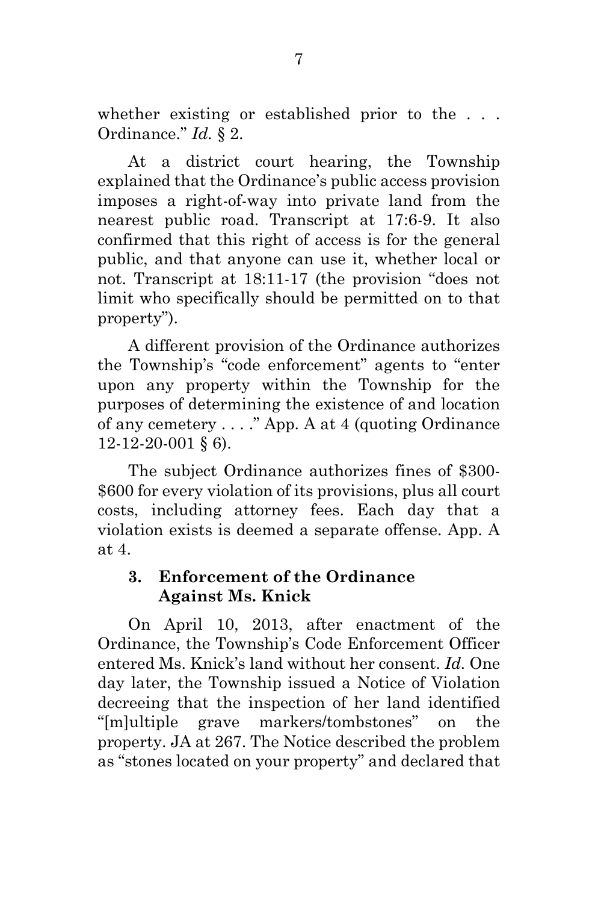whether existing or established prior to the . . . Ordinance." *Id.* § 2.

At a district court hearing, the Township explained that the Ordinance's public access provision imposes a right-of-way into private land from the nearest public road. Transcript at 17:6-9. It also confirmed that this right of access is for the general public, and that anyone can use it, whether local or not. Transcript at 18:11-17 (the provision "does not limit who specifically should be permitted on to that property").

A different provision of the Ordinance authorizes the Township's "code enforcement" agents to "enter upon any property within the Township for the purposes of determining the existence of and location of any cemetery . . . ." App. A at 4 (quoting Ordinance 12-12-20-001 § 6).

The subject Ordinance authorizes fines of $300-$600 for every violation of its provisions, plus all court costs, including attorney fees. Each day that a violation exists is deemed a separate offense. App. A at 4.

### 3. Enforcement of the Ordinance Against Ms. Knick

On April 10, 2013, after enactment of the Ordinance, the Township's Code Enforcement Officer entered Ms. Knick's land without her consent. *Id.* One day later, the Township issued a Notice of Violation decreeing that the inspection of her land identified "[m]ultiple grave markers/tombstones" on the property. JA at 267. The Notice described the problem as "stones located on your property" and declared that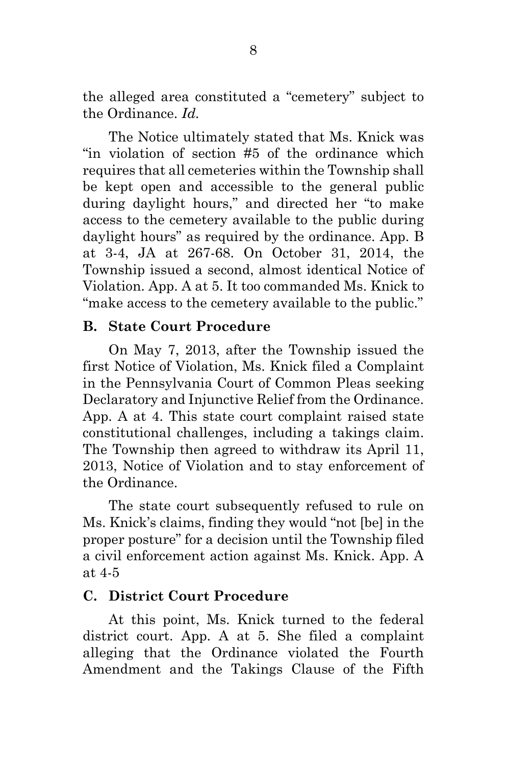the alleged area constituted a "cemetery" subject to the Ordinance. *Id.*

The Notice ultimately stated that Ms. Knick was "in violation of section #5 of the ordinance which requires that all cemeteries within the Township shall be kept open and accessible to the general public during daylight hours," and directed her "to make access to the cemetery available to the public during daylight hours" as required by the ordinance. App. B at 3-4, JA at 267-68. On October 31, 2014, the Township issued a second, almost identical Notice of Violation. App. A at 5. It too commanded Ms. Knick to "make access to the cemetery available to the public."

### B. State Court Procedure

On May 7, 2013, after the Township issued the first Notice of Violation, Ms. Knick filed a Complaint in the Pennsylvania Court of Common Pleas seeking Declaratory and Injunctive Relief from the Ordinance. App. A at 4. This state court complaint raised state constitutional challenges, including a takings claim. The Township then agreed to withdraw its April 11, 2013, Notice of Violation and to stay enforcement of the Ordinance.

The state court subsequently refused to rule on Ms. Knick's claims, finding they would "not [be] in the proper posture" for a decision until the Township filed a civil enforcement action against Ms. Knick. App. A at 4-5

### C. District Court Procedure

At this point, Ms. Knick turned to the federal district court. App. A at 5. She filed a complaint alleging that the Ordinance violated the Fourth Amendment and the Takings Clause of the Fifth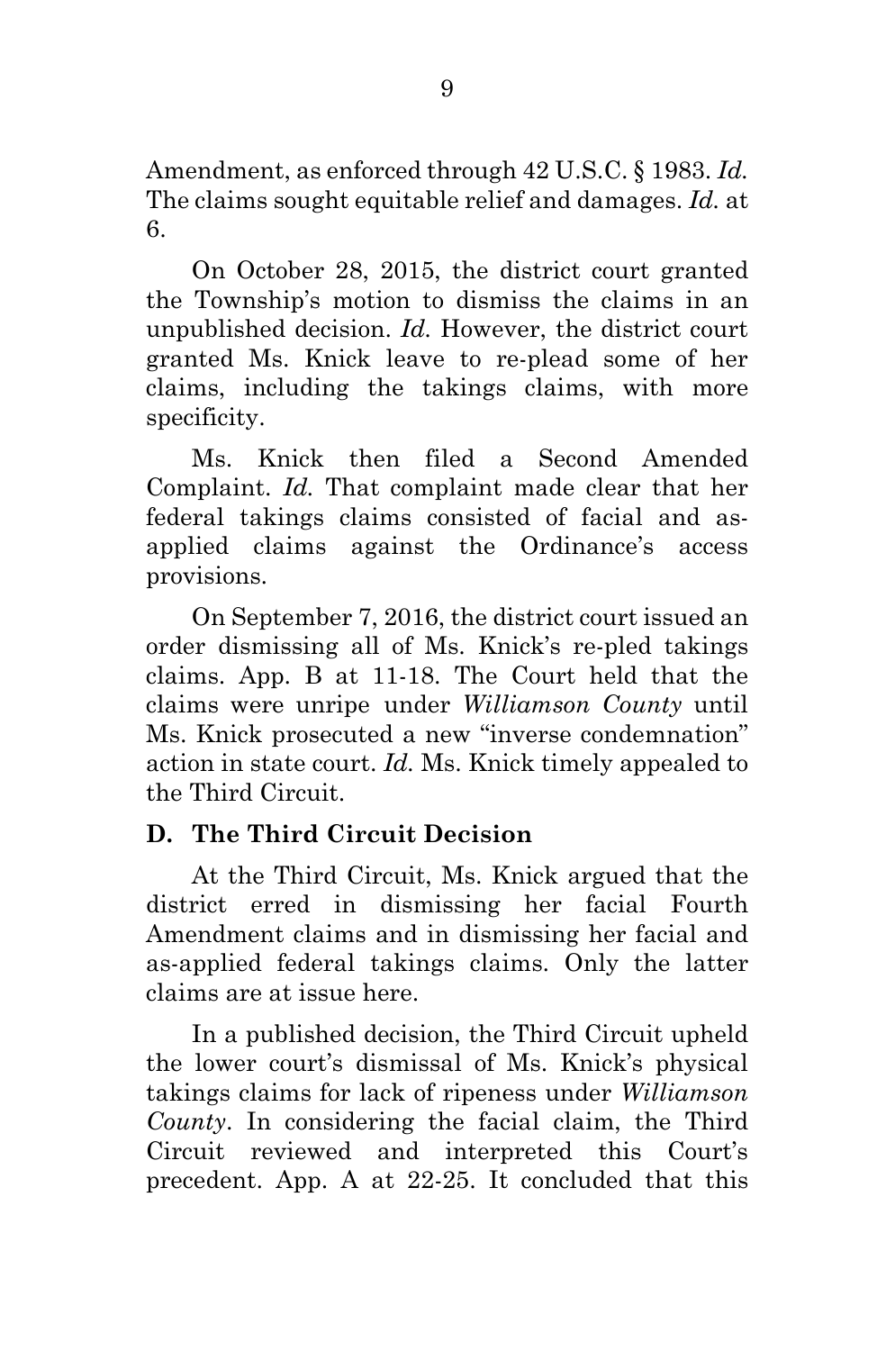Amendment, as enforced through 42 U.S.C. § 1983. *Id.* The claims sought equitable relief and damages. *Id.* at 6.

On October 28, 2015, the district court granted the Township's motion to dismiss the claims in an unpublished decision. *Id.* However, the district court granted Ms. Knick leave to re-plead some of her claims, including the takings claims, with more specificity.

Ms. Knick then filed a Second Amended Complaint. *Id.* That complaint made clear that her federal takings claims consisted of facial and as-applied claims against the Ordinance's access provisions.

On September 7, 2016, the district court issued an order dismissing all of Ms. Knick's re-pled takings claims. App. B at 11-18. The Court held that the claims were unripe under *Williamson County* until Ms. Knick prosecuted a new "inverse condemnation" action in state court. *Id.* Ms. Knick timely appealed to the Third Circuit.

### D. The Third Circuit Decision

At the Third Circuit, Ms. Knick argued that the district erred in dismissing her facial Fourth Amendment claims and in dismissing her facial and as-applied federal takings claims. Only the latter claims are at issue here.

In a published decision, the Third Circuit upheld the lower court's dismissal of Ms. Knick's physical takings claims for lack of ripeness under *Williamson County*. In considering the facial claim, the Third Circuit reviewed and interpreted this Court's precedent. App. A at 22-25. It concluded that this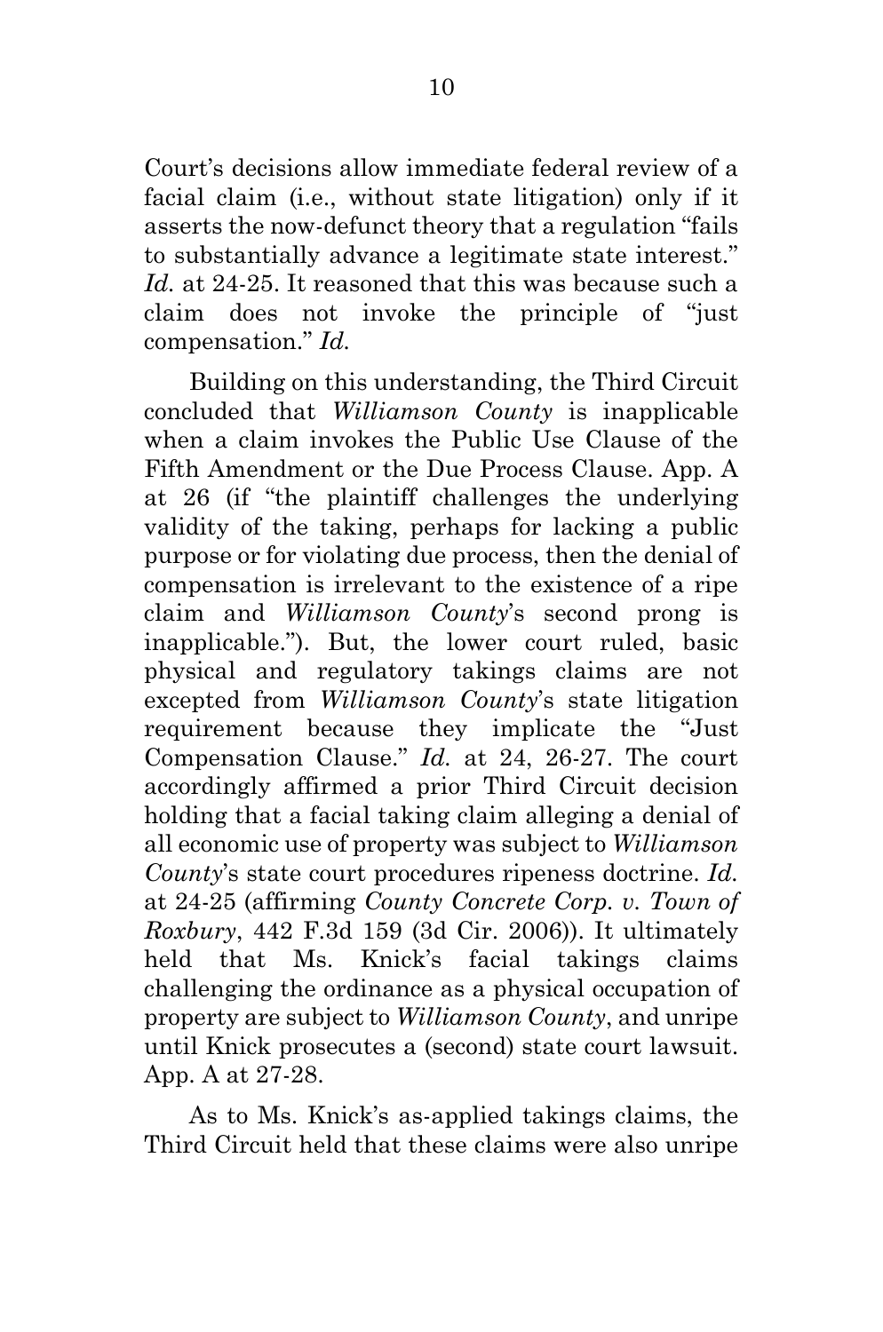Court's decisions allow immediate federal review of a facial claim (i.e., without state litigation) only if it asserts the now-defunct theory that a regulation "fails to substantially advance a legitimate state interest." *Id.* at 24-25. It reasoned that this was because such a claim does not invoke the principle of "just compensation." *Id.*

Building on this understanding, the Third Circuit concluded that *Williamson County* is inapplicable when a claim invokes the Public Use Clause of the Fifth Amendment or the Due Process Clause. App. A at 26 (if "the plaintiff challenges the underlying validity of the taking, perhaps for lacking a public purpose or for violating due process, then the denial of compensation is irrelevant to the existence of a ripe claim and *Williamson County*'s second prong is inapplicable."). But, the lower court ruled, basic physical and regulatory takings claims are not excepted from *Williamson County*'s state litigation requirement because they implicate the "Just Compensation Clause." *Id.* at 24, 26-27. The court accordingly affirmed a prior Third Circuit decision holding that a facial taking claim alleging a denial of all economic use of property was subject to *Williamson County*'s state court procedures ripeness doctrine. *Id.* at 24-25 (affirming *County Concrete Corp. v. Town of Roxbury*, 442 F.3d 159 (3d Cir. 2006)). It ultimately held that Ms. Knick's facial takings claims challenging the ordinance as a physical occupation of property are subject to *Williamson County*, and unripe until Knick prosecutes a (second) state court lawsuit. App. A at 27-28.

As to Ms. Knick's as-applied takings claims, the Third Circuit held that these claims were also unripe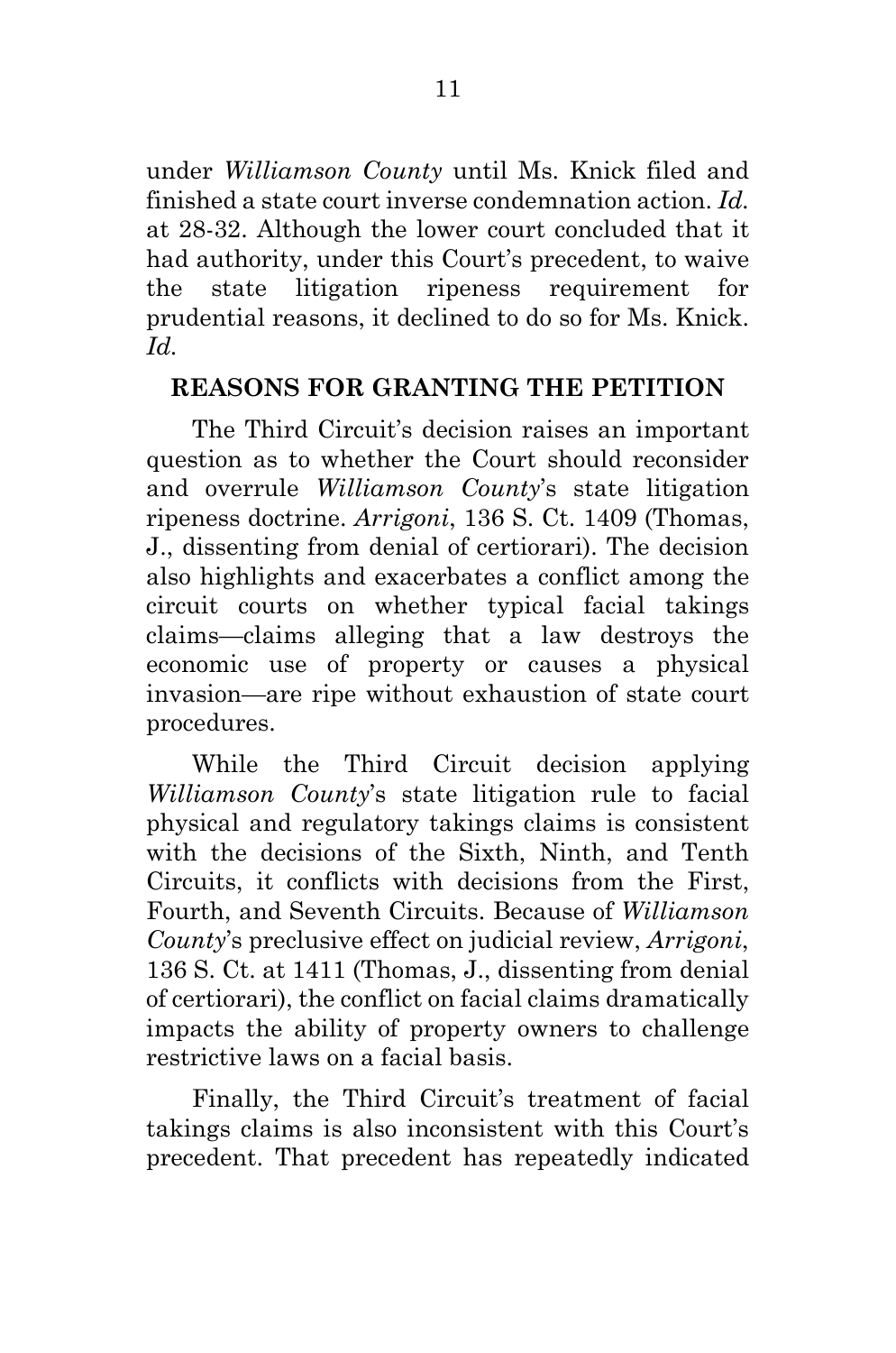under *Williamson County* until Ms. Knick filed and finished a state court inverse condemnation action. *Id.* at 28-32. Although the lower court concluded that it had authority, under this Court's precedent, to waive the state litigation ripeness requirement for prudential reasons, it declined to do so for Ms. Knick. *Id.*

## REASONS FOR GRANTING THE PETITION

The Third Circuit's decision raises an important question as to whether the Court should reconsider and overrule *Williamson County*'s state litigation ripeness doctrine. *Arrigoni*, 136 S. Ct. 1409 (Thomas, J., dissenting from denial of certiorari). The decision also highlights and exacerbates a conflict among the circuit courts on whether typical facial takings claims—claims alleging that a law destroys the economic use of property or causes a physical invasion—are ripe without exhaustion of state court procedures.

While the Third Circuit decision applying *Williamson County*'s state litigation rule to facial physical and regulatory takings claims is consistent with the decisions of the Sixth, Ninth, and Tenth Circuits, it conflicts with decisions from the First, Fourth, and Seventh Circuits. Because of *Williamson County*'s preclusive effect on judicial review, *Arrigoni*, 136 S. Ct. at 1411 (Thomas, J., dissenting from denial of certiorari), the conflict on facial claims dramatically impacts the ability of property owners to challenge restrictive laws on a facial basis.

Finally, the Third Circuit's treatment of facial takings claims is also inconsistent with this Court's precedent. That precedent has repeatedly indicated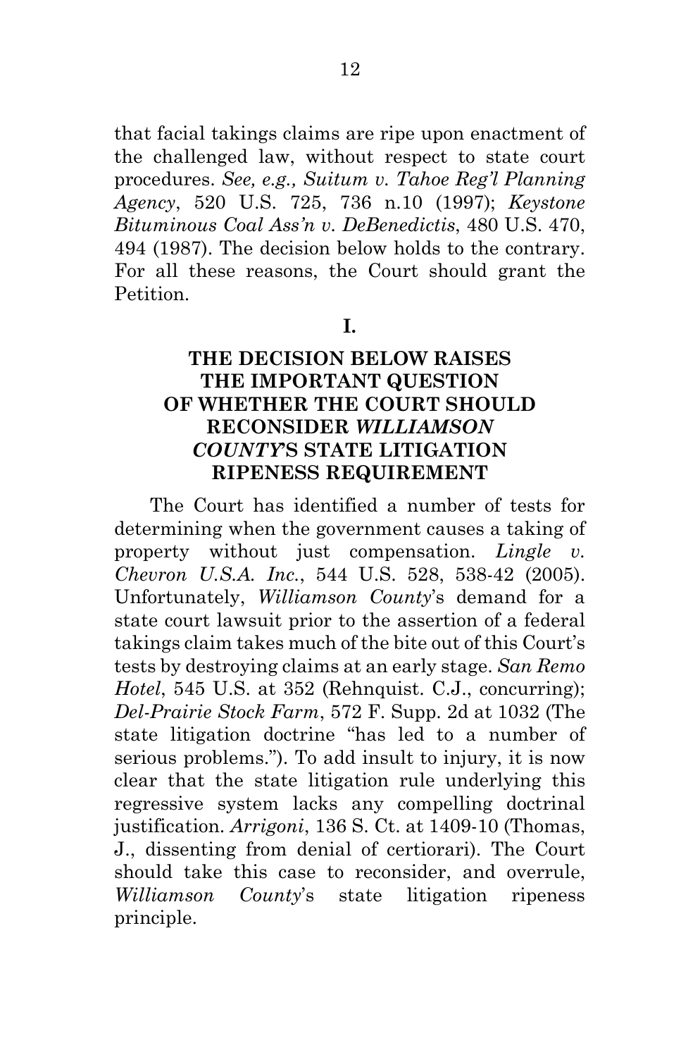that facial takings claims are ripe upon enactment of the challenged law, without respect to state court procedures. *See, e.g., Suitum v. Tahoe Reg'l Planning Agency*, 520 U.S. 725, 736 n.10 (1997); *Keystone Bituminous Coal Ass'n v. DeBenedictis*, 480 U.S. 470, 494 (1987). The decision below holds to the contrary. For all these reasons, the Court should grant the Petition.

## I.

## THE DECISION BELOW RAISES THE IMPORTANT QUESTION OF WHETHER THE COURT SHOULD RECONSIDER *WILLIAMSON COUNTY*'S STATE LITIGATION RIPENESS REQUIREMENT

The Court has identified a number of tests for determining when the government causes a taking of property without just compensation. *Lingle v. Chevron U.S.A. Inc.*, 544 U.S. 528, 538-42 (2005). Unfortunately, *Williamson County*'s demand for a state court lawsuit prior to the assertion of a federal takings claim takes much of the bite out of this Court's tests by destroying claims at an early stage. *San Remo Hotel*, 545 U.S. at 352 (Rehnquist. C.J., concurring); *Del-Prairie Stock Farm*, 572 F. Supp. 2d at 1032 (The state litigation doctrine "has led to a number of serious problems."). To add insult to injury, it is now clear that the state litigation rule underlying this regressive system lacks any compelling doctrinal justification. *Arrigoni*, 136 S. Ct. at 1409-10 (Thomas, J., dissenting from denial of certiorari). The Court should take this case to reconsider, and overrule, *Williamson County*'s state litigation ripeness principle.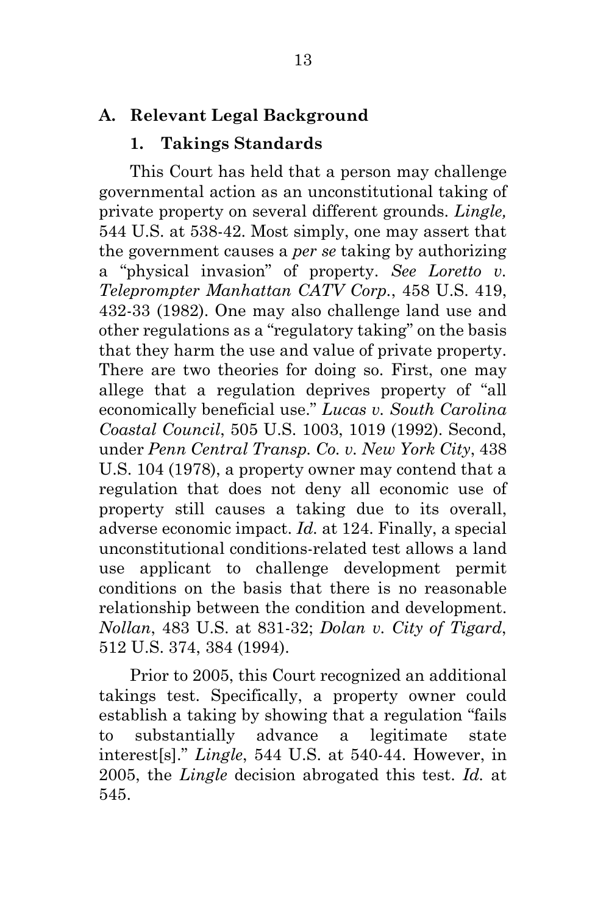## A. Relevant Legal Background

### 1. Takings Standards

This Court has held that a person may challenge governmental action as an unconstitutional taking of private property on several different grounds. *Lingle,* 544 U.S. at 538-42. Most simply, one may assert that the government causes a *per se* taking by authorizing a "physical invasion" of property. *See Loretto v. Teleprompter Manhattan CATV Corp.*, 458 U.S. 419, 432-33 (1982). One may also challenge land use and other regulations as a "regulatory taking" on the basis that they harm the use and value of private property. There are two theories for doing so. First, one may allege that a regulation deprives property of "all economically beneficial use." *Lucas v. South Carolina Coastal Council*, 505 U.S. 1003, 1019 (1992). Second, under *Penn Central Transp. Co. v. New York City*, 438 U.S. 104 (1978), a property owner may contend that a regulation that does not deny all economic use of property still causes a taking due to its overall, adverse economic impact. *Id.* at 124. Finally, a special unconstitutional conditions-related test allows a land use applicant to challenge development permit conditions on the basis that there is no reasonable relationship between the condition and development. *Nollan*, 483 U.S. at 831-32; *Dolan v. City of Tigard*, 512 U.S. 374, 384 (1994).

Prior to 2005, this Court recognized an additional takings test. Specifically, a property owner could establish a taking by showing that a regulation "fails to substantially advance a legitimate state interest[s]." *Lingle*, 544 U.S. at 540-44. However, in 2005, the *Lingle* decision abrogated this test. *Id.* at 545.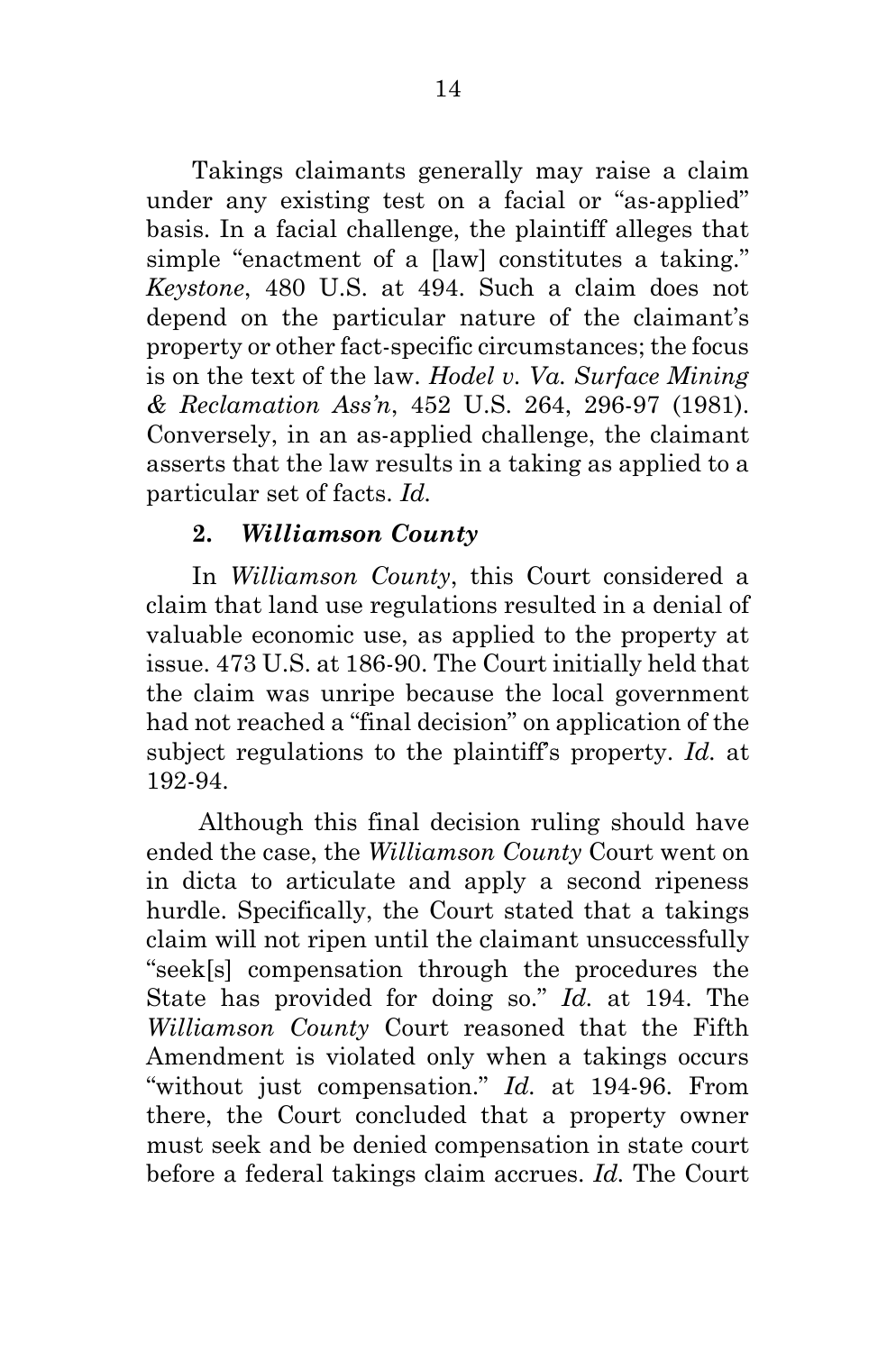Takings claimants generally may raise a claim under any existing test on a facial or "as-applied" basis. In a facial challenge, the plaintiff alleges that simple "enactment of a [law] constitutes a taking." *Keystone*, 480 U.S. at 494. Such a claim does not depend on the particular nature of the claimant's property or other fact-specific circumstances; the focus is on the text of the law. *Hodel v. Va. Surface Mining & Reclamation Ass'n*, 452 U.S. 264, 296-97 (1981). Conversely, in an as-applied challenge, the claimant asserts that the law results in a taking as applied to a particular set of facts. *Id.*

### 2. *Williamson County*

In *Williamson County*, this Court considered a claim that land use regulations resulted in a denial of valuable economic use, as applied to the property at issue. 473 U.S. at 186-90. The Court initially held that the claim was unripe because the local government had not reached a "final decision" on application of the subject regulations to the plaintiff's property. *Id.* at 192-94.

Although this final decision ruling should have ended the case, the *Williamson County* Court went on in dicta to articulate and apply a second ripeness hurdle. Specifically, the Court stated that a takings claim will not ripen until the claimant unsuccessfully "seek[s] compensation through the procedures the State has provided for doing so." *Id.* at 194. The *Williamson County* Court reasoned that the Fifth Amendment is violated only when a takings occurs "without just compensation." *Id.* at 194-96. From there, the Court concluded that a property owner must seek and be denied compensation in state court before a federal takings claim accrues. *Id.* The Court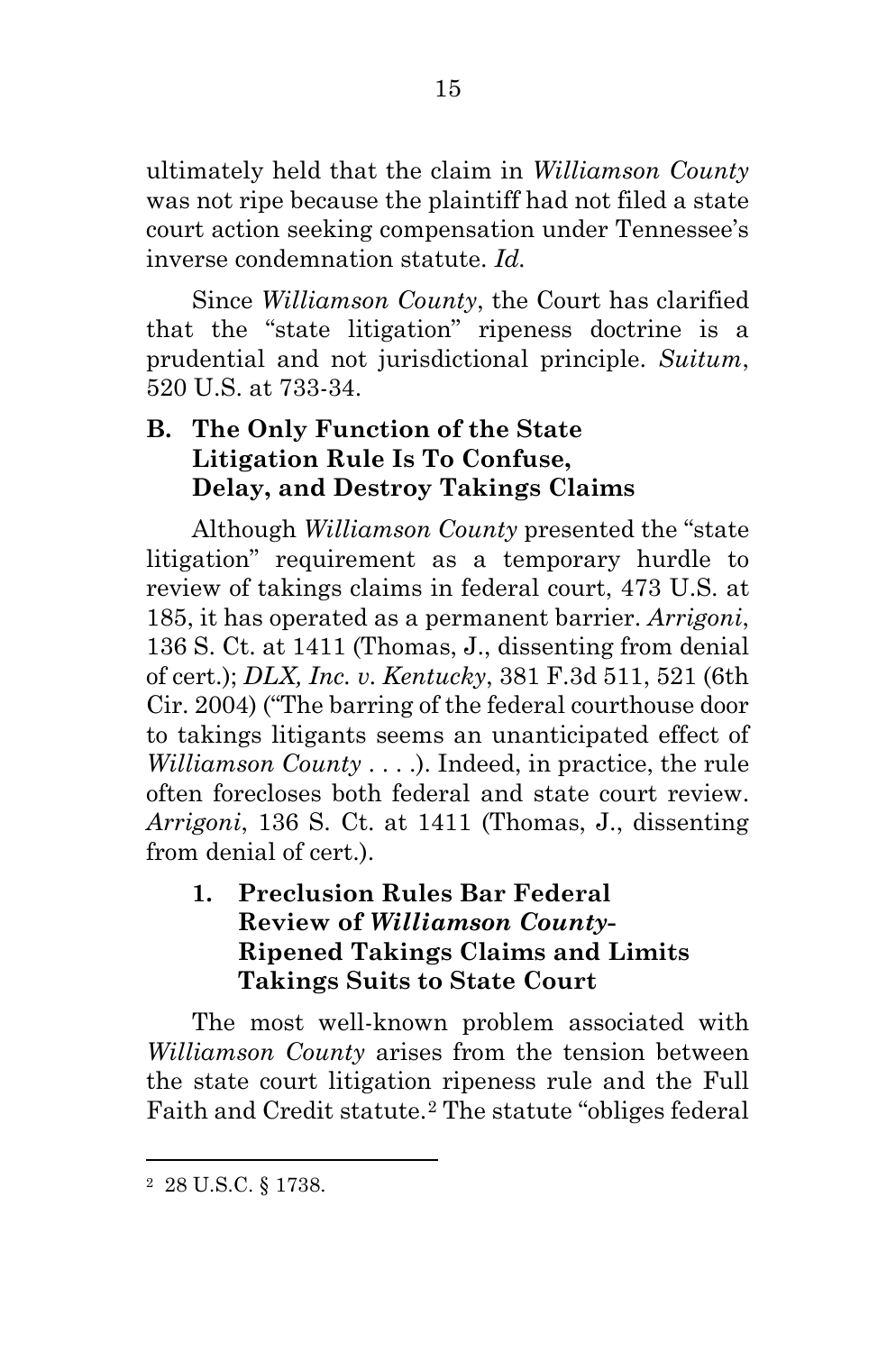ultimately held that the claim in *Williamson County* was not ripe because the plaintiff had not filed a state court action seeking compensation under Tennessee's inverse condemnation statute. *Id.*

Since *Williamson County*, the Court has clarified that the "state litigation" ripeness doctrine is a prudential and not jurisdictional principle. *Suitum*, 520 U.S. at 733-34.

### B. The Only Function of the State Litigation Rule Is To Confuse, Delay, and Destroy Takings Claims

Although *Williamson County* presented the "state litigation" requirement as a temporary hurdle to review of takings claims in federal court, 473 U.S. at 185, it has operated as a permanent barrier. *Arrigoni*, 136 S. Ct. at 1411 (Thomas, J., dissenting from denial of cert.); *DLX, Inc. v. Kentucky*, 381 F.3d 511, 521 (6th Cir. 2004) ("The barring of the federal courthouse door to takings litigants seems an unanticipated effect of *Williamson County* . . . .). Indeed, in practice, the rule often forecloses both federal and state court review. *Arrigoni*, 136 S. Ct. at 1411 (Thomas, J., dissenting from denial of cert.).

#### 1. Preclusion Rules Bar Federal Review of *Williamson County*-Ripened Takings Claims and Limits Takings Suits to State Court

The most well-known problem associated with *Williamson County* arises from the tension between the state court litigation ripeness rule and the Full Faith and Credit statute.[2] The statute "obliges federal

---

[2] 28 U.S.C. § 1738.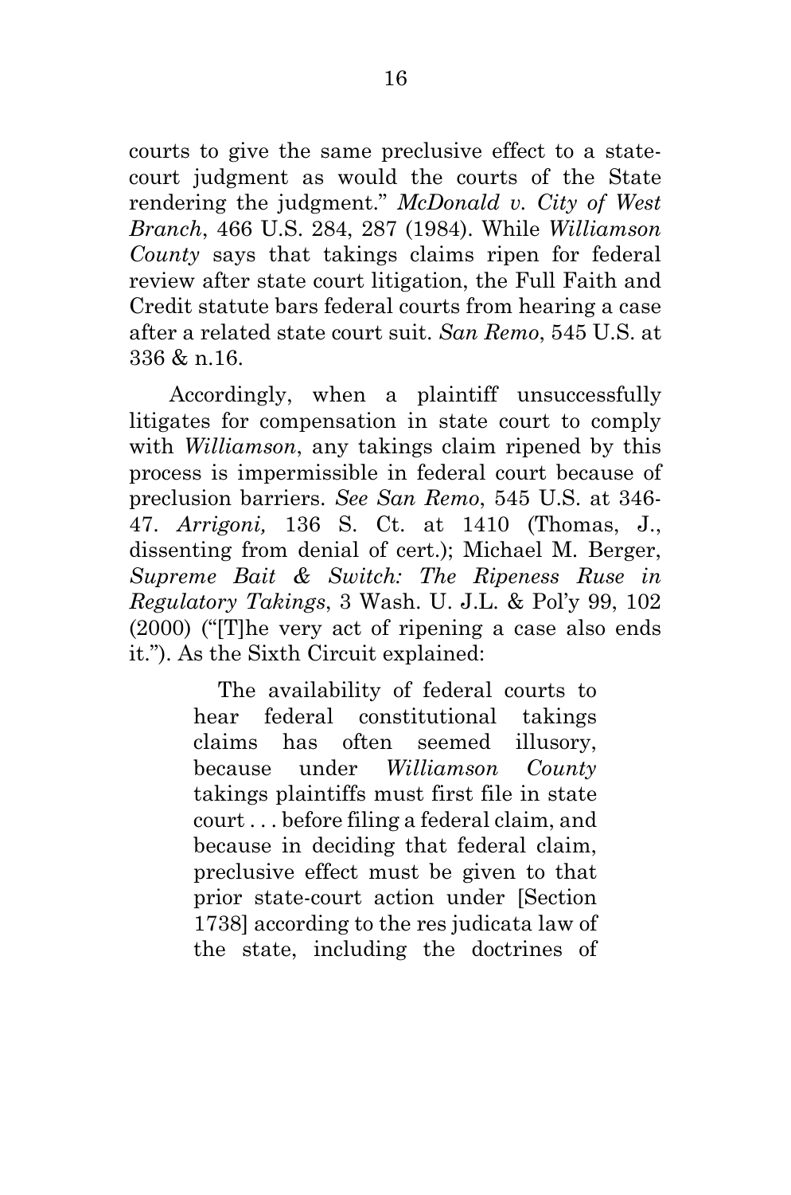courts to give the same preclusive effect to a state-court judgment as would the courts of the State rendering the judgment." *McDonald v. City of West Branch*, 466 U.S. 284, 287 (1984). While *Williamson County* says that takings claims ripen for federal review after state court litigation, the Full Faith and Credit statute bars federal courts from hearing a case after a related state court suit. *San Remo*, 545 U.S. at 336 & n.16.

Accordingly, when a plaintiff unsuccessfully litigates for compensation in state court to comply with *Williamson*, any takings claim ripened by this process is impermissible in federal court because of preclusion barriers. *See San Remo*, 545 U.S. at 346-47. *Arrigoni,* 136 S. Ct. at 1410 (Thomas, J., dissenting from denial of cert.); Michael M. Berger, *Supreme Bait & Switch: The Ripeness Ruse in Regulatory Takings*, 3 Wash. U. J.L. & Pol'y 99, 102 (2000) ("[T]he very act of ripening a case also ends it."). As the Sixth Circuit explained:

> The availability of federal courts to hear federal constitutional takings claims has often seemed illusory, because under *Williamson County* takings plaintiffs must first file in state court . . . before filing a federal claim, and because in deciding that federal claim, preclusive effect must be given to that prior state-court action under [Section 1738] according to the res judicata law of the state, including the doctrines of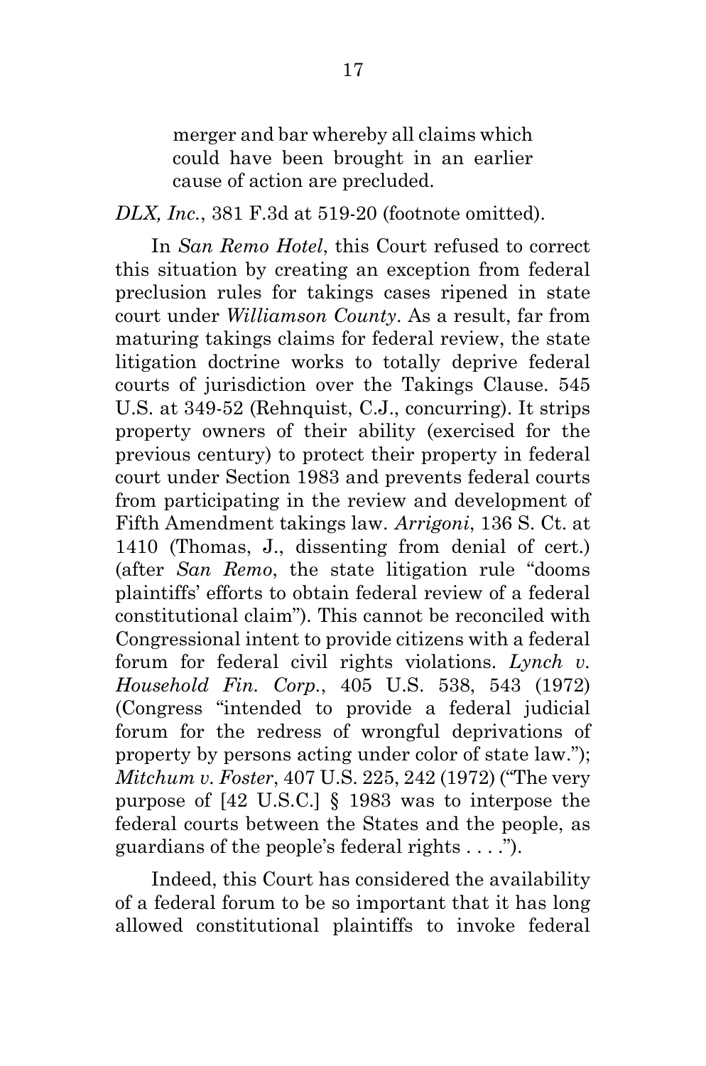> merger and bar whereby all claims which could have been brought in an earlier cause of action are precluded.

*DLX, Inc.*, 381 F.3d at 519-20 (footnote omitted).

In *San Remo Hotel*, this Court refused to correct this situation by creating an exception from federal preclusion rules for takings cases ripened in state court under *Williamson County*. As a result, far from maturing takings claims for federal review, the state litigation doctrine works to totally deprive federal courts of jurisdiction over the Takings Clause. 545 U.S. at 349-52 (Rehnquist, C.J., concurring). It strips property owners of their ability (exercised for the previous century) to protect their property in federal court under Section 1983 and prevents federal courts from participating in the review and development of Fifth Amendment takings law. *Arrigoni*, 136 S. Ct. at 1410 (Thomas, J., dissenting from denial of cert.) (after *San Remo*, the state litigation rule "dooms plaintiffs' efforts to obtain federal review of a federal constitutional claim"). This cannot be reconciled with Congressional intent to provide citizens with a federal forum for federal civil rights violations. *Lynch v. Household Fin. Corp.*, 405 U.S. 538, 543 (1972) (Congress "intended to provide a federal judicial forum for the redress of wrongful deprivations of property by persons acting under color of state law."); *Mitchum v. Foster*, 407 U.S. 225, 242 (1972) ("The very purpose of [42 U.S.C.] § 1983 was to interpose the federal courts between the States and the people, as guardians of the people's federal rights . . . .").

Indeed, this Court has considered the availability of a federal forum to be so important that it has long allowed constitutional plaintiffs to invoke federal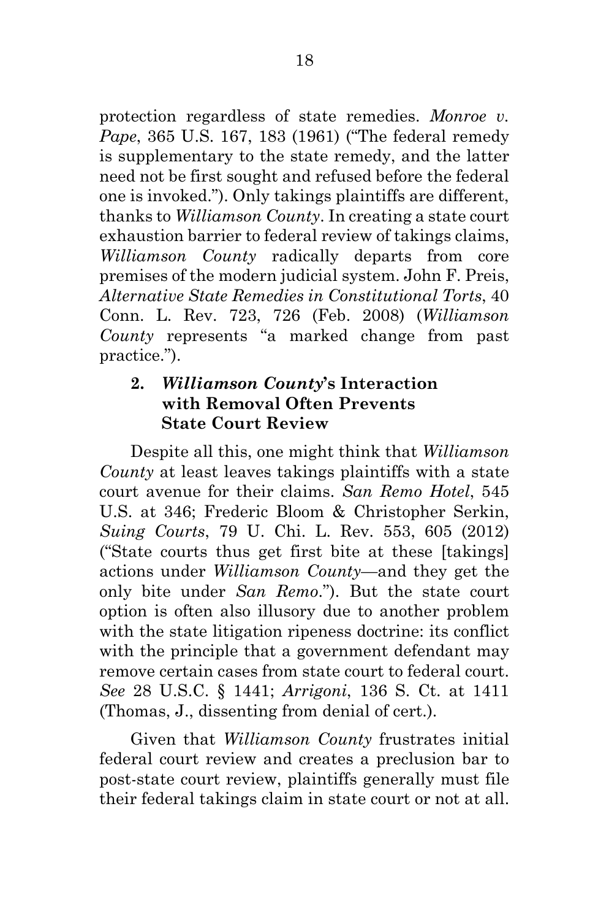protection regardless of state remedies. *Monroe v. Pape*, 365 U.S. 167, 183 (1961) ("The federal remedy is supplementary to the state remedy, and the latter need not be first sought and refused before the federal one is invoked."). Only takings plaintiffs are different, thanks to *Williamson County*. In creating a state court exhaustion barrier to federal review of takings claims, *Williamson County* radically departs from core premises of the modern judicial system. John F. Preis, *Alternative State Remedies in Constitutional Torts*, 40 Conn. L. Rev. 723, 726 (Feb. 2008) (*Williamson County* represents "a marked change from past practice.").

### 2. *Williamson County*'s Interaction with Removal Often Prevents State Court Review

Despite all this, one might think that *Williamson County* at least leaves takings plaintiffs with a state court avenue for their claims. *San Remo Hotel*, 545 U.S. at 346; Frederic Bloom & Christopher Serkin, *Suing Courts*, 79 U. Chi. L. Rev. 553, 605 (2012) ("State courts thus get first bite at these [takings] actions under *Williamson County*—and they get the only bite under *San Remo*."). But the state court option is often also illusory due to another problem with the state litigation ripeness doctrine: its conflict with the principle that a government defendant may remove certain cases from state court to federal court. *See* 28 U.S.C. § 1441; *Arrigoni*, 136 S. Ct. at 1411 (Thomas, J., dissenting from denial of cert.).

Given that *Williamson County* frustrates initial federal court review and creates a preclusion bar to post-state court review, plaintiffs generally must file their federal takings claim in state court or not at all.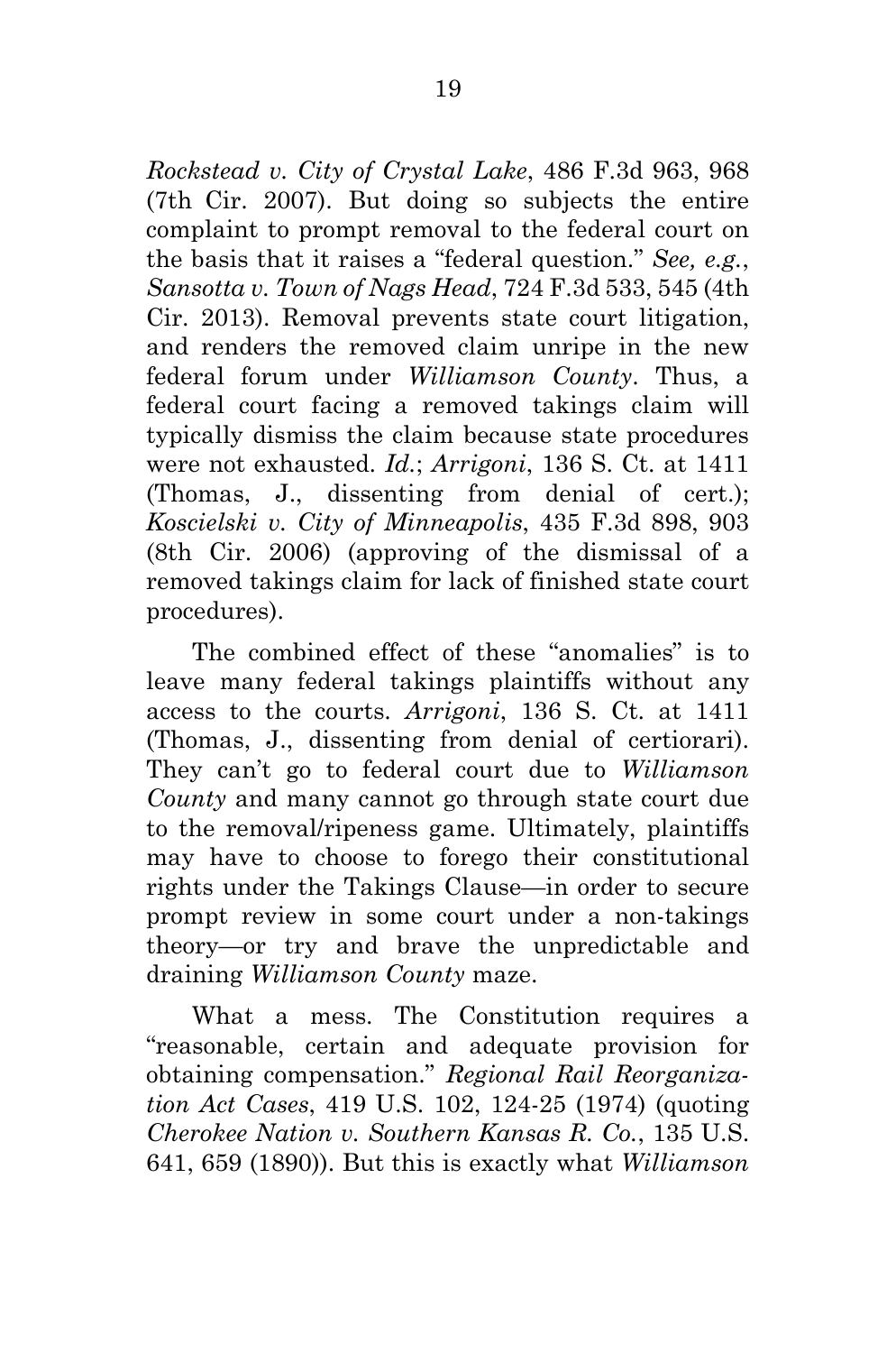*Rockstead v. City of Crystal Lake*, 486 F.3d 963, 968 (7th Cir. 2007). But doing so subjects the entire complaint to prompt removal to the federal court on the basis that it raises a "federal question." *See, e.g.*, *Sansotta v. Town of Nags Head*, 724 F.3d 533, 545 (4th Cir. 2013). Removal prevents state court litigation, and renders the removed claim unripe in the new federal forum under *Williamson County*. Thus, a federal court facing a removed takings claim will typically dismiss the claim because state procedures were not exhausted. *Id.*; *Arrigoni*, 136 S. Ct. at 1411 (Thomas, J., dissenting from denial of cert.); *Koscielski v. City of Minneapolis*, 435 F.3d 898, 903 (8th Cir. 2006) (approving of the dismissal of a removed takings claim for lack of finished state court procedures).

The combined effect of these "anomalies" is to leave many federal takings plaintiffs without any access to the courts. *Arrigoni*, 136 S. Ct. at 1411 (Thomas, J., dissenting from denial of certiorari). They can't go to federal court due to *Williamson County* and many cannot go through state court due to the removal/ripeness game. Ultimately, plaintiffs may have to choose to forego their constitutional rights under the Takings Clause—in order to secure prompt review in some court under a non-takings theory—or try and brave the unpredictable and draining *Williamson County* maze.

What a mess. The Constitution requires a "reasonable, certain and adequate provision for obtaining compensation." *Regional Rail Reorganization Act Cases*, 419 U.S. 102, 124-25 (1974) (quoting *Cherokee Nation v. Southern Kansas R. Co.*, 135 U.S. 641, 659 (1890)). But this is exactly what *Williamson*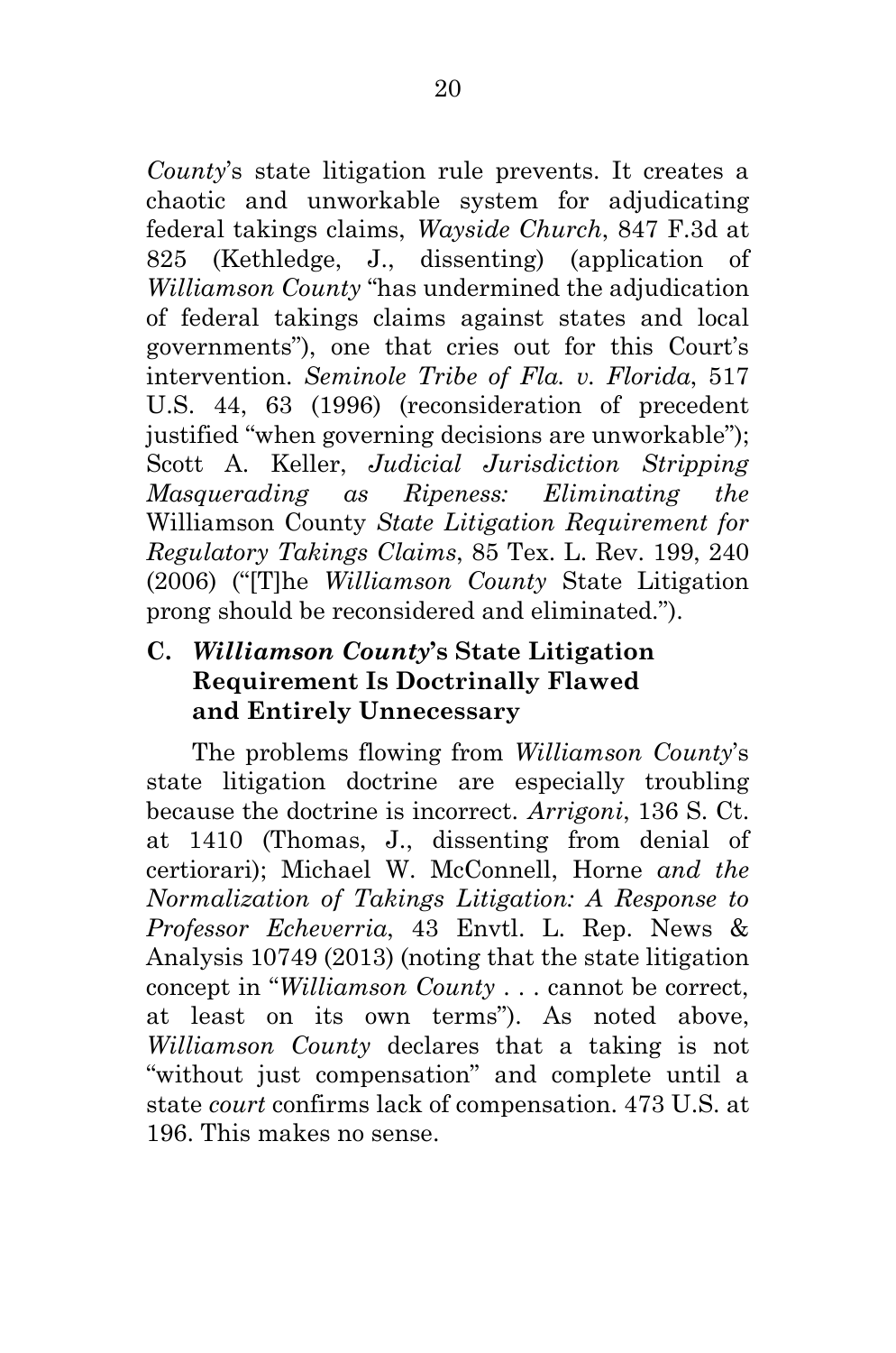*County*'s state litigation rule prevents. It creates a chaotic and unworkable system for adjudicating federal takings claims, *Wayside Church*, 847 F.3d at 825 (Kethledge, J., dissenting) (application of *Williamson County* "has undermined the adjudication of federal takings claims against states and local governments"), one that cries out for this Court's intervention. *Seminole Tribe of Fla. v. Florida*, 517 U.S. 44, 63 (1996) (reconsideration of precedent justified "when governing decisions are unworkable"); Scott A. Keller, *Judicial Jurisdiction Stripping Masquerading as Ripeness: Eliminating the* Williamson County *State Litigation Requirement for Regulatory Takings Claims*, 85 Tex. L. Rev. 199, 240 (2006) ("[T]he *Williamson County* State Litigation prong should be reconsidered and eliminated.").

### C. *Williamson County*'s State Litigation Requirement Is Doctrinally Flawed and Entirely Unnecessary

The problems flowing from *Williamson County*'s state litigation doctrine are especially troubling because the doctrine is incorrect. *Arrigoni*, 136 S. Ct. at 1410 (Thomas, J., dissenting from denial of certiorari); Michael W. McConnell, Horne *and the Normalization of Takings Litigation: A Response to Professor Echeverria*, 43 Envtl. L. Rep. News & Analysis 10749 (2013) (noting that the state litigation concept in "*Williamson County* . . . cannot be correct, at least on its own terms"). As noted above, *Williamson County* declares that a taking is not "without just compensation" and complete until a state *court* confirms lack of compensation. 473 U.S. at 196. This makes no sense.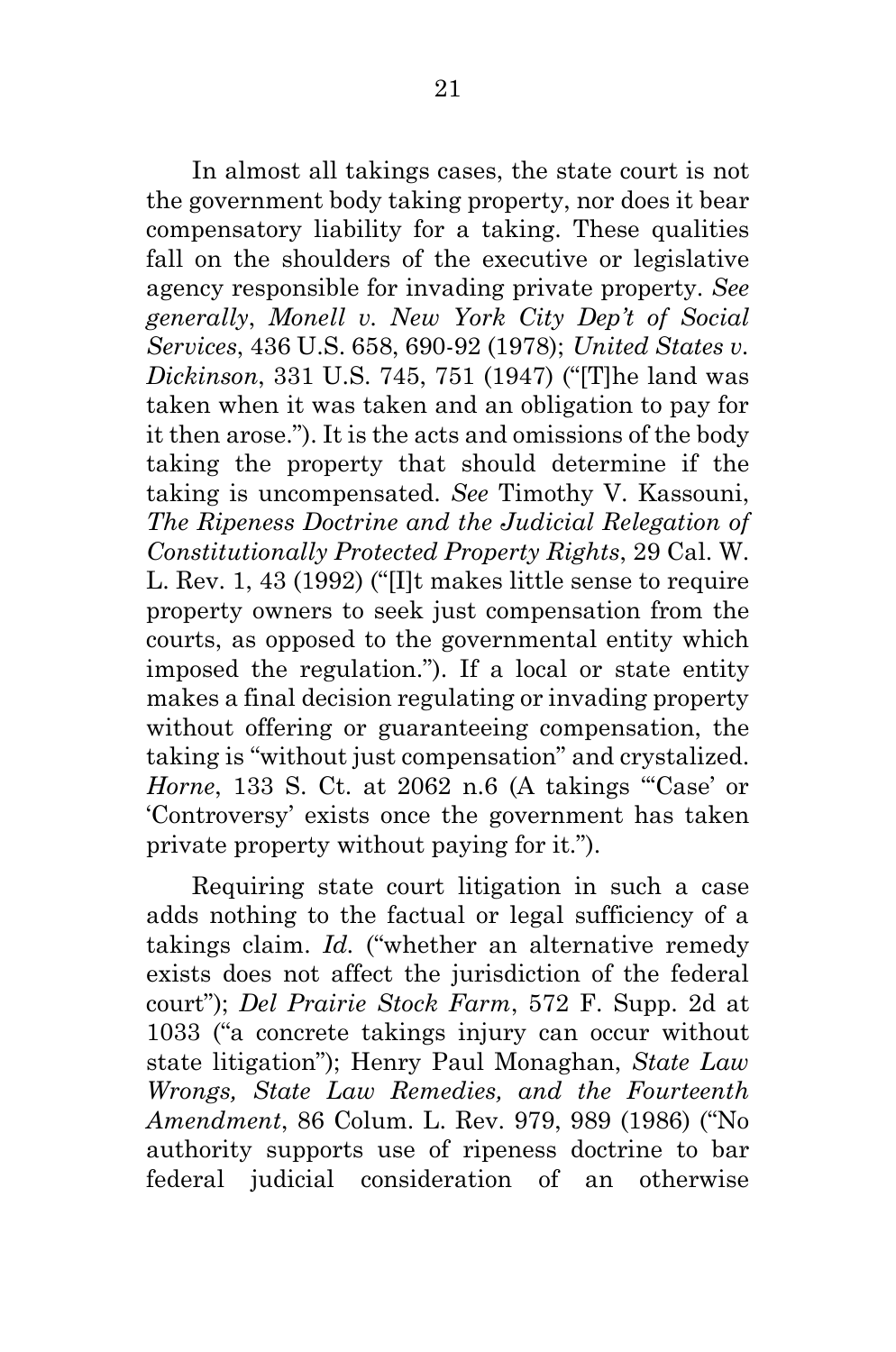In almost all takings cases, the state court is not the government body taking property, nor does it bear compensatory liability for a taking. These qualities fall on the shoulders of the executive or legislative agency responsible for invading private property. *See generally*, *Monell v. New York City Dep't of Social Services*, 436 U.S. 658, 690-92 (1978); *United States v. Dickinson*, 331 U.S. 745, 751 (1947) ("[T]he land was taken when it was taken and an obligation to pay for it then arose."). It is the acts and omissions of the body taking the property that should determine if the taking is uncompensated. *See* Timothy V. Kassouni, *The Ripeness Doctrine and the Judicial Relegation of Constitutionally Protected Property Rights*, 29 Cal. W. L. Rev. 1, 43 (1992) ("[I]t makes little sense to require property owners to seek just compensation from the courts, as opposed to the governmental entity which imposed the regulation."). If a local or state entity makes a final decision regulating or invading property without offering or guaranteeing compensation, the taking is "without just compensation" and crystalized. *Horne*, 133 S. Ct. at 2062 n.6 (A takings "'Case' or 'Controversy' exists once the government has taken private property without paying for it.").

Requiring state court litigation in such a case adds nothing to the factual or legal sufficiency of a takings claim. *Id.* ("whether an alternative remedy exists does not affect the jurisdiction of the federal court"); *Del Prairie Stock Farm*, 572 F. Supp. 2d at 1033 ("a concrete takings injury can occur without state litigation"); Henry Paul Monaghan, *State Law Wrongs, State Law Remedies, and the Fourteenth Amendment*, 86 Colum. L. Rev. 979, 989 (1986) ("No authority supports use of ripeness doctrine to bar federal judicial consideration of an otherwise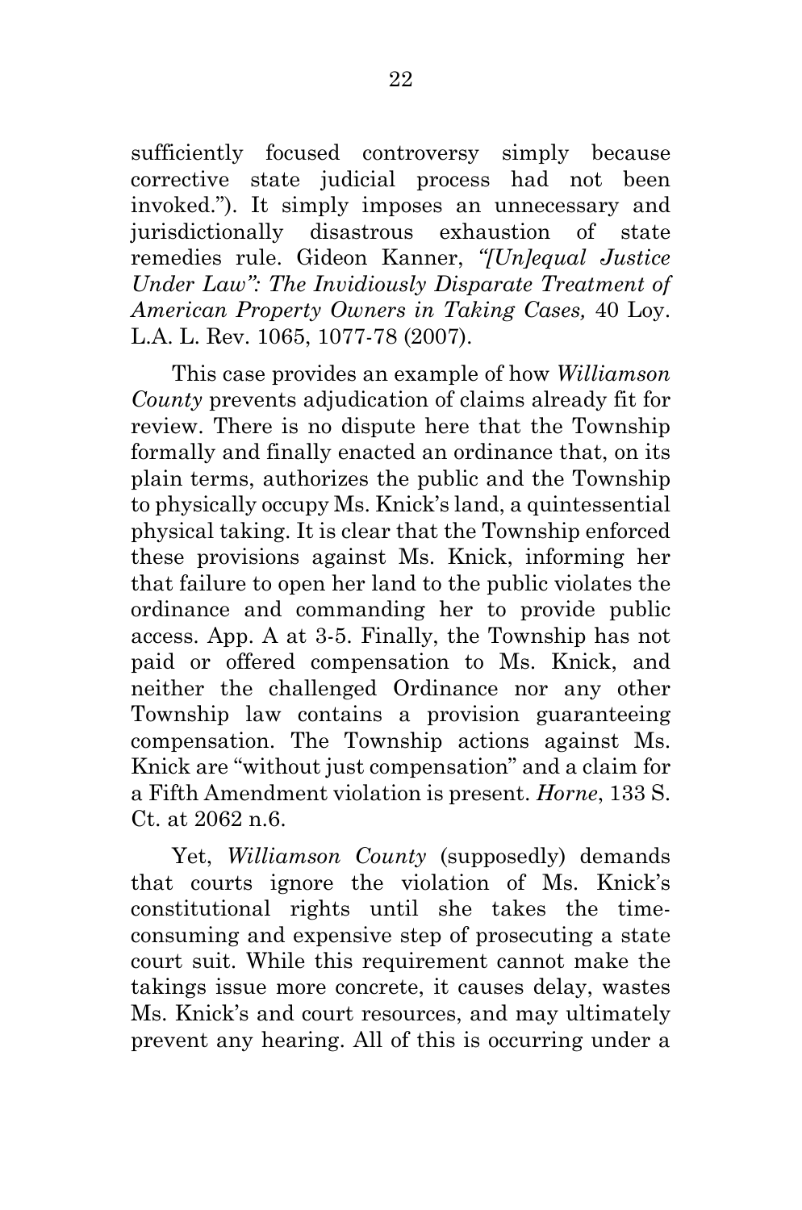sufficiently focused controversy simply because corrective state judicial process had not been invoked."). It simply imposes an unnecessary and jurisdictionally disastrous exhaustion of state remedies rule. Gideon Kanner, *"[Un]equal Justice Under Law": The Invidiously Disparate Treatment of American Property Owners in Taking Cases,* 40 Loy. L.A. L. Rev. 1065, 1077-78 (2007).

This case provides an example of how *Williamson County* prevents adjudication of claims already fit for review. There is no dispute here that the Township formally and finally enacted an ordinance that, on its plain terms, authorizes the public and the Township to physically occupy Ms. Knick's land, a quintessential physical taking. It is clear that the Township enforced these provisions against Ms. Knick, informing her that failure to open her land to the public violates the ordinance and commanding her to provide public access. App. A at 3-5. Finally, the Township has not paid or offered compensation to Ms. Knick, and neither the challenged Ordinance nor any other Township law contains a provision guaranteeing compensation. The Township actions against Ms. Knick are "without just compensation" and a claim for a Fifth Amendment violation is present. *Horne*, 133 S. Ct. at 2062 n.6.

Yet, *Williamson County* (supposedly) demands that courts ignore the violation of Ms. Knick's constitutional rights until she takes the time-consuming and expensive step of prosecuting a state court suit. While this requirement cannot make the takings issue more concrete, it causes delay, wastes Ms. Knick's and court resources, and may ultimately prevent any hearing. All of this is occurring under a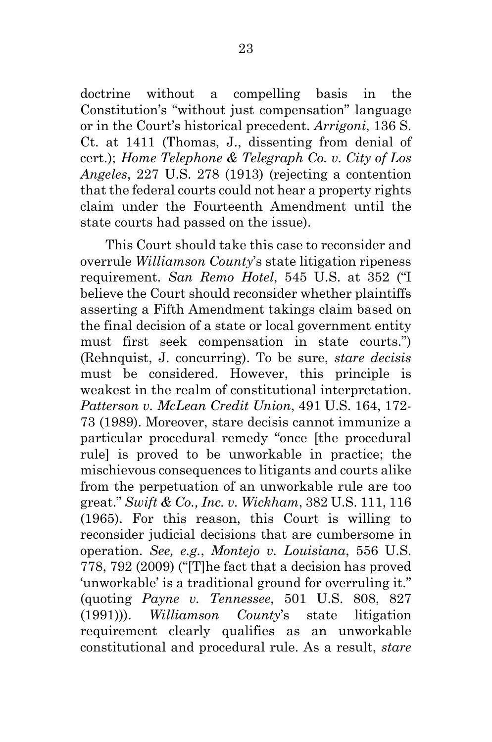doctrine without a compelling basis in the Constitution's "without just compensation" language or in the Court's historical precedent. *Arrigoni*, 136 S. Ct. at 1411 (Thomas, J., dissenting from denial of cert.); *Home Telephone & Telegraph Co. v. City of Los Angeles*, 227 U.S. 278 (1913) (rejecting a contention that the federal courts could not hear a property rights claim under the Fourteenth Amendment until the state courts had passed on the issue).

This Court should take this case to reconsider and overrule *Williamson County*'s state litigation ripeness requirement. *San Remo Hotel*, 545 U.S. at 352 ("I believe the Court should reconsider whether plaintiffs asserting a Fifth Amendment takings claim based on the final decision of a state or local government entity must first seek compensation in state courts.") (Rehnquist, J. concurring). To be sure, *stare decisis* must be considered. However, this principle is weakest in the realm of constitutional interpretation. *Patterson v. McLean Credit Union*, 491 U.S. 164, 172-73 (1989). Moreover, stare decisis cannot immunize a particular procedural remedy "once [the procedural rule] is proved to be unworkable in practice; the mischievous consequences to litigants and courts alike from the perpetuation of an unworkable rule are too great." *Swift & Co., Inc. v. Wickham*, 382 U.S. 111, 116 (1965). For this reason, this Court is willing to reconsider judicial decisions that are cumbersome in operation. *See, e.g.*, *Montejo v. Louisiana*, 556 U.S. 778, 792 (2009) ("[T]he fact that a decision has proved 'unworkable' is a traditional ground for overruling it." (quoting *Payne v. Tennessee*, 501 U.S. 808, 827 (1991))). *Williamson County*'s state litigation requirement clearly qualifies as an unworkable constitutional and procedural rule. As a result, *stare*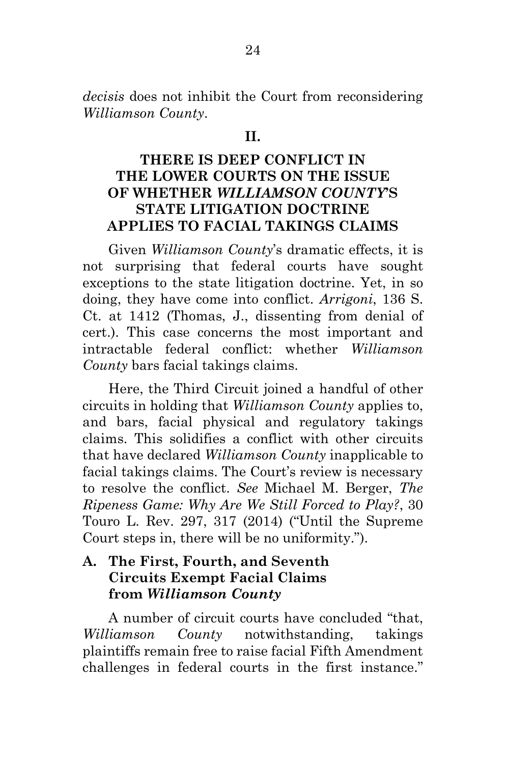*decisis* does not inhibit the Court from reconsidering *Williamson County*.

## II.

## THERE IS DEEP CONFLICT IN THE LOWER COURTS ON THE ISSUE OF WHETHER *WILLIAMSON COUNTY*'S STATE LITIGATION DOCTRINE APPLIES TO FACIAL TAKINGS CLAIMS

Given *Williamson County*'s dramatic effects, it is not surprising that federal courts have sought exceptions to the state litigation doctrine. Yet, in so doing, they have come into conflict. *Arrigoni*, 136 S. Ct. at 1412 (Thomas, J., dissenting from denial of cert.). This case concerns the most important and intractable federal conflict: whether *Williamson County* bars facial takings claims.

Here, the Third Circuit joined a handful of other circuits in holding that *Williamson County* applies to, and bars, facial physical and regulatory takings claims. This solidifies a conflict with other circuits that have declared *Williamson County* inapplicable to facial takings claims. The Court's review is necessary to resolve the conflict. *See* Michael M. Berger, *The Ripeness Game: Why Are We Still Forced to Play?*, 30 Touro L. Rev. 297, 317 (2014) ("Until the Supreme Court steps in, there will be no uniformity.").

### A. The First, Fourth, and Seventh Circuits Exempt Facial Claims from *Williamson County*

A number of circuit courts have concluded "that, *Williamson County* notwithstanding, takings plaintiffs remain free to raise facial Fifth Amendment challenges in federal courts in the first instance."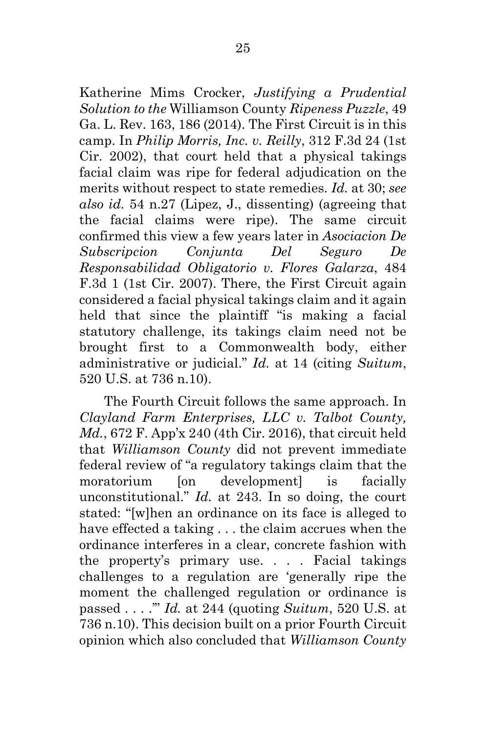Katherine Mims Crocker, *Justifying a Prudential Solution to the* Williamson County *Ripeness Puzzle*, 49 Ga. L. Rev. 163, 186 (2014). The First Circuit is in this camp. In *Philip Morris, Inc. v. Reilly*, 312 F.3d 24 (1st Cir. 2002), that court held that a physical takings facial claim was ripe for federal adjudication on the merits without respect to state remedies. *Id.* at 30; *see also id.* 54 n.27 (Lipez, J., dissenting) (agreeing that the facial claims were ripe). The same circuit confirmed this view a few years later in *Asociacion De Subscripcion Conjunta Del Seguro De Responsabilidad Obligatorio v. Flores Galarza*, 484 F.3d 1 (1st Cir. 2007). There, the First Circuit again considered a facial physical takings claim and it again held that since the plaintiff "is making a facial statutory challenge, its takings claim need not be brought first to a Commonwealth body, either administrative or judicial." *Id.* at 14 (citing *Suitum*, 520 U.S. at 736 n.10).

The Fourth Circuit follows the same approach. In *Clayland Farm Enterprises, LLC v. Talbot County, Md.*, 672 F. App'x 240 (4th Cir. 2016), that circuit held that *Williamson County* did not prevent immediate federal review of "a regulatory takings claim that the moratorium [on development] is facially unconstitutional." *Id.* at 243. In so doing, the court stated: "[w]hen an ordinance on its face is alleged to have effected a taking . . . the claim accrues when the ordinance interferes in a clear, concrete fashion with the property's primary use. . . . Facial takings challenges to a regulation are 'generally ripe the moment the challenged regulation or ordinance is passed . . . .'" *Id.* at 244 (quoting *Suitum*, 520 U.S. at 736 n.10). This decision built on a prior Fourth Circuit opinion which also concluded that *Williamson County*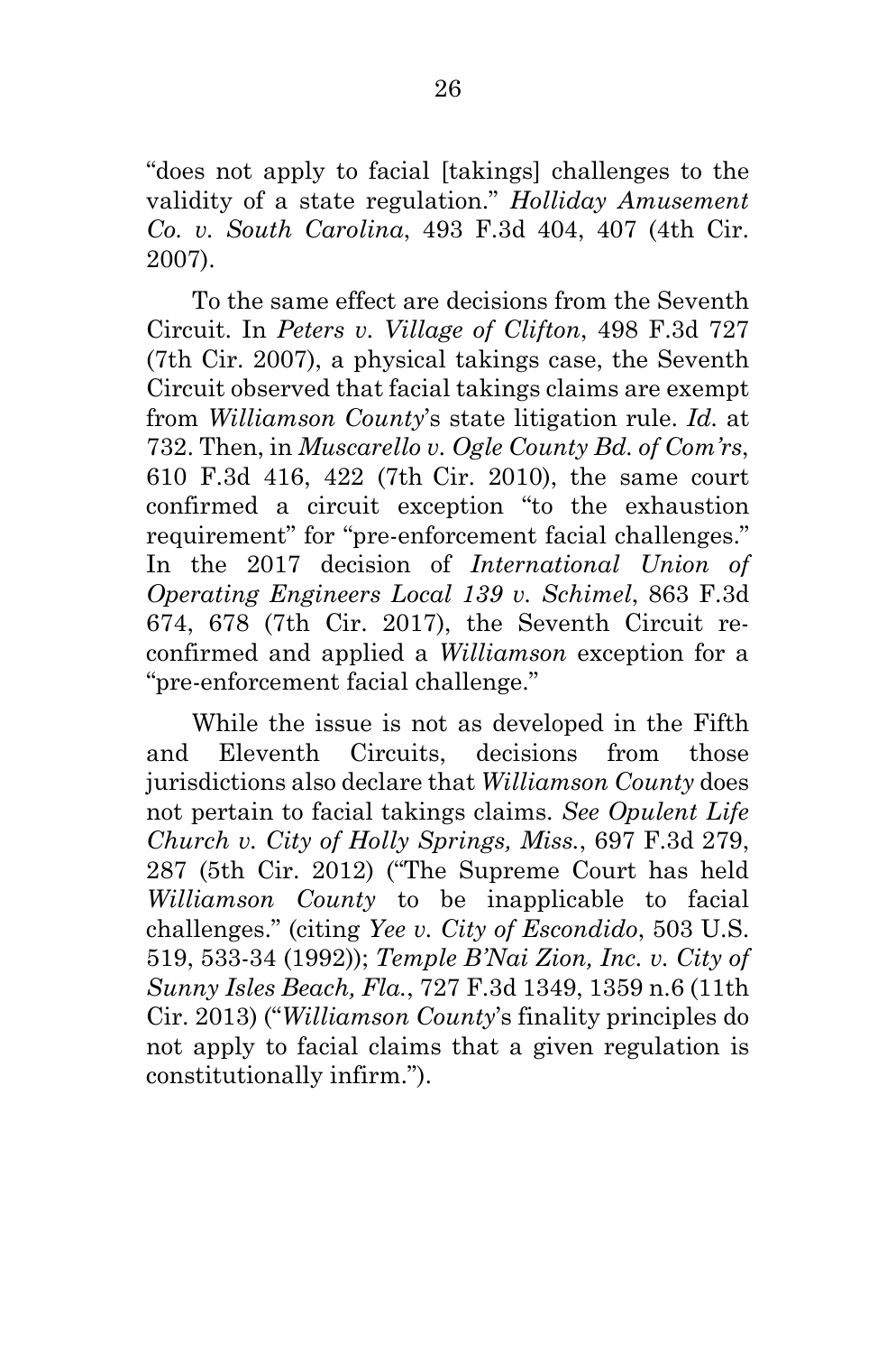"does not apply to facial [takings] challenges to the validity of a state regulation." *Holliday Amusement Co. v. South Carolina*, 493 F.3d 404, 407 (4th Cir. 2007).

To the same effect are decisions from the Seventh Circuit. In *Peters v. Village of Clifton*, 498 F.3d 727 (7th Cir. 2007), a physical takings case, the Seventh Circuit observed that facial takings claims are exempt from *Williamson County*'s state litigation rule. *Id.* at 732. Then, in *Muscarello v. Ogle County Bd. of Com'rs*, 610 F.3d 416, 422 (7th Cir. 2010), the same court confirmed a circuit exception "to the exhaustion requirement" for "pre-enforcement facial challenges." In the 2017 decision of *International Union of Operating Engineers Local 139 v. Schimel*, 863 F.3d 674, 678 (7th Cir. 2017), the Seventh Circuit re-confirmed and applied a *Williamson* exception for a "pre-enforcement facial challenge."

While the issue is not as developed in the Fifth and Eleventh Circuits, decisions from those jurisdictions also declare that *Williamson County* does not pertain to facial takings claims. *See Opulent Life Church v. City of Holly Springs, Miss.*, 697 F.3d 279, 287 (5th Cir. 2012) ("The Supreme Court has held *Williamson County* to be inapplicable to facial challenges." (citing *Yee v. City of Escondido*, 503 U.S. 519, 533-34 (1992)); *Temple B'Nai Zion, Inc. v. City of Sunny Isles Beach, Fla.*, 727 F.3d 1349, 1359 n.6 (11th Cir. 2013) ("*Williamson County*'s finality principles do not apply to facial claims that a given regulation is constitutionally infirm.").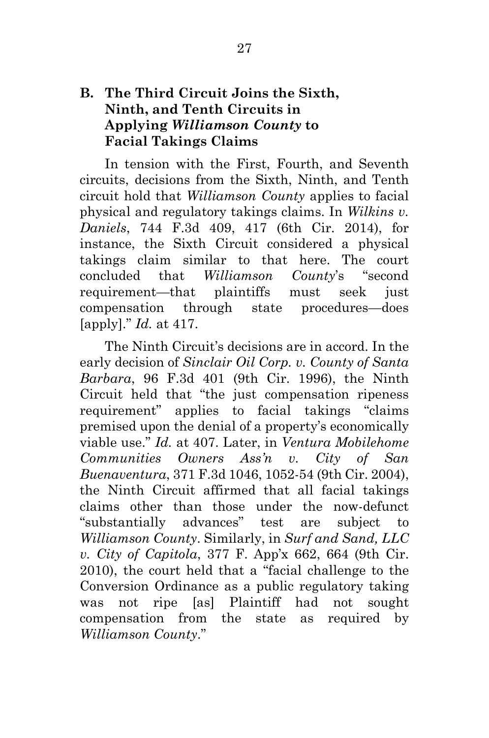### B. The Third Circuit Joins the Sixth, Ninth, and Tenth Circuits in Applying *Williamson County* to Facial Takings Claims

In tension with the First, Fourth, and Seventh circuits, decisions from the Sixth, Ninth, and Tenth circuit hold that *Williamson County* applies to facial physical and regulatory takings claims. In *Wilkins v. Daniels*, 744 F.3d 409, 417 (6th Cir. 2014), for instance, the Sixth Circuit considered a physical takings claim similar to that here. The court concluded that *Williamson County*'s "second requirement—that plaintiffs must seek just compensation through state procedures—does [apply]." *Id.* at 417.

The Ninth Circuit's decisions are in accord. In the early decision of *Sinclair Oil Corp. v. County of Santa Barbara*, 96 F.3d 401 (9th Cir. 1996), the Ninth Circuit held that "the just compensation ripeness requirement" applies to facial takings "claims premised upon the denial of a property's economically viable use." *Id.* at 407. Later, in *Ventura Mobilehome Communities Owners Ass'n v. City of San Buenaventura*, 371 F.3d 1046, 1052-54 (9th Cir. 2004), the Ninth Circuit affirmed that all facial takings claims other than those under the now-defunct "substantially advances" test are subject to *Williamson County*. Similarly, in *Surf and Sand, LLC v. City of Capitola*, 377 F. App'x 662, 664 (9th Cir. 2010), the court held that a "facial challenge to the Conversion Ordinance as a public regulatory taking was not ripe [as] Plaintiff had not sought compensation from the state as required by *Williamson County*."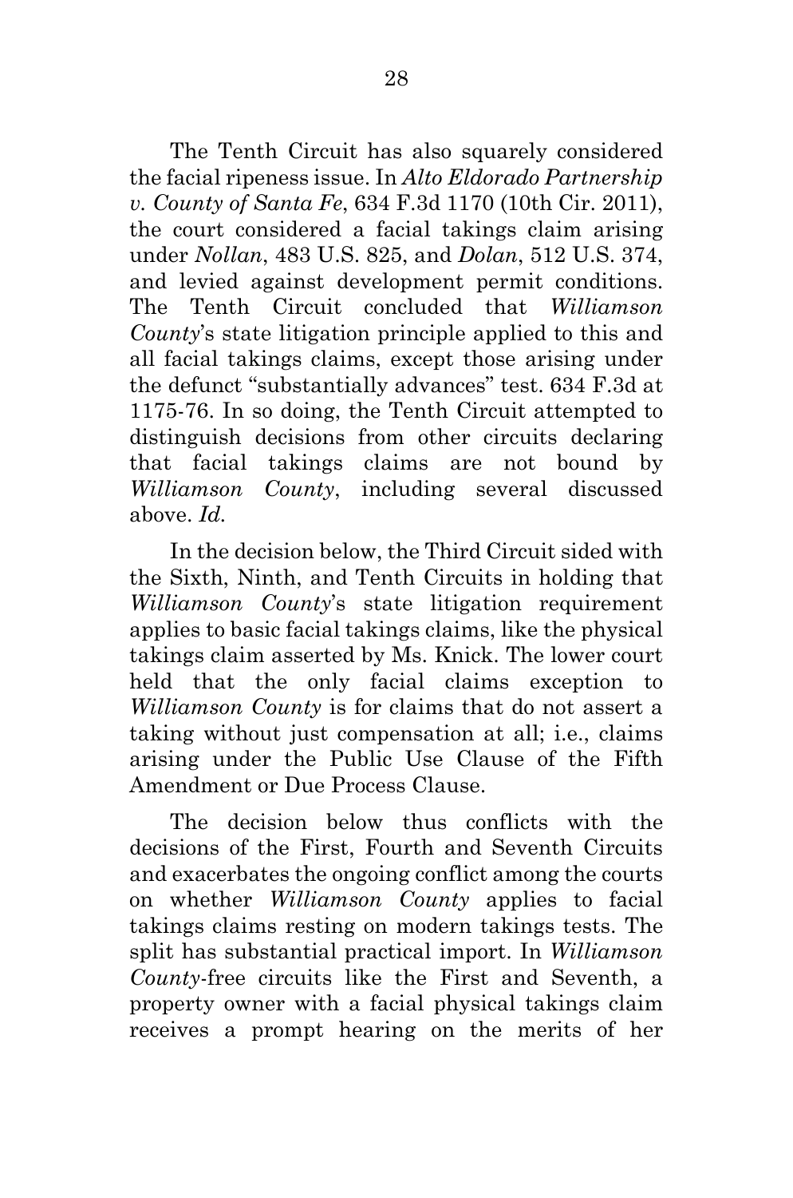The Tenth Circuit has also squarely considered the facial ripeness issue. In *Alto Eldorado Partnership v. County of Santa Fe*, 634 F.3d 1170 (10th Cir. 2011), the court considered a facial takings claim arising under *Nollan*, 483 U.S. 825, and *Dolan*, 512 U.S. 374, and levied against development permit conditions. The Tenth Circuit concluded that *Williamson County*'s state litigation principle applied to this and all facial takings claims, except those arising under the defunct "substantially advances" test. 634 F.3d at 1175-76. In so doing, the Tenth Circuit attempted to distinguish decisions from other circuits declaring that facial takings claims are not bound by *Williamson County*, including several discussed above. *Id.*

In the decision below, the Third Circuit sided with the Sixth, Ninth, and Tenth Circuits in holding that *Williamson County*'s state litigation requirement applies to basic facial takings claims, like the physical takings claim asserted by Ms. Knick. The lower court held that the only facial claims exception to *Williamson County* is for claims that do not assert a taking without just compensation at all; i.e., claims arising under the Public Use Clause of the Fifth Amendment or Due Process Clause.

The decision below thus conflicts with the decisions of the First, Fourth and Seventh Circuits and exacerbates the ongoing conflict among the courts on whether *Williamson County* applies to facial takings claims resting on modern takings tests. The split has substantial practical import. In *Williamson County*-free circuits like the First and Seventh, a property owner with a facial physical takings claim receives a prompt hearing on the merits of her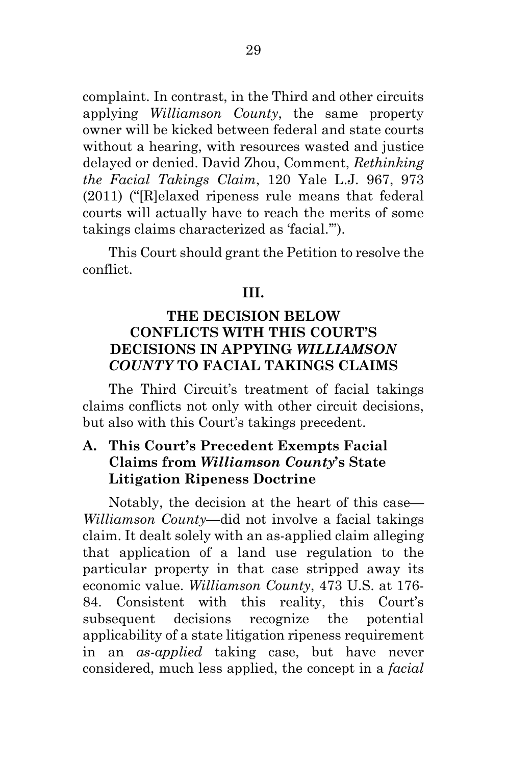complaint. In contrast, in the Third and other circuits applying *Williamson County*, the same property owner will be kicked between federal and state courts without a hearing, with resources wasted and justice delayed or denied. David Zhou, Comment, *Rethinking the Facial Takings Claim*, 120 Yale L.J. 967, 973 (2011) ("[R]elaxed ripeness rule means that federal courts will actually have to reach the merits of some takings claims characterized as 'facial.'").

This Court should grant the Petition to resolve the conflict.

## III.

## THE DECISION BELOW CONFLICTS WITH THIS COURT'S DECISIONS IN APPYING *WILLIAMSON COUNTY* TO FACIAL TAKINGS CLAIMS

The Third Circuit's treatment of facial takings claims conflicts not only with other circuit decisions, but also with this Court's takings precedent.

### A. This Court's Precedent Exempts Facial Claims from *Williamson County*'s State Litigation Ripeness Doctrine

Notably, the decision at the heart of this case—*Williamson County*—did not involve a facial takings claim. It dealt solely with an as-applied claim alleging that application of a land use regulation to the particular property in that case stripped away its economic value. *Williamson County*, 473 U.S. at 176-84. Consistent with this reality, this Court's subsequent decisions recognize the potential applicability of a state litigation ripeness requirement in an *as-applied* taking case, but have never considered, much less applied, the concept in a *facial*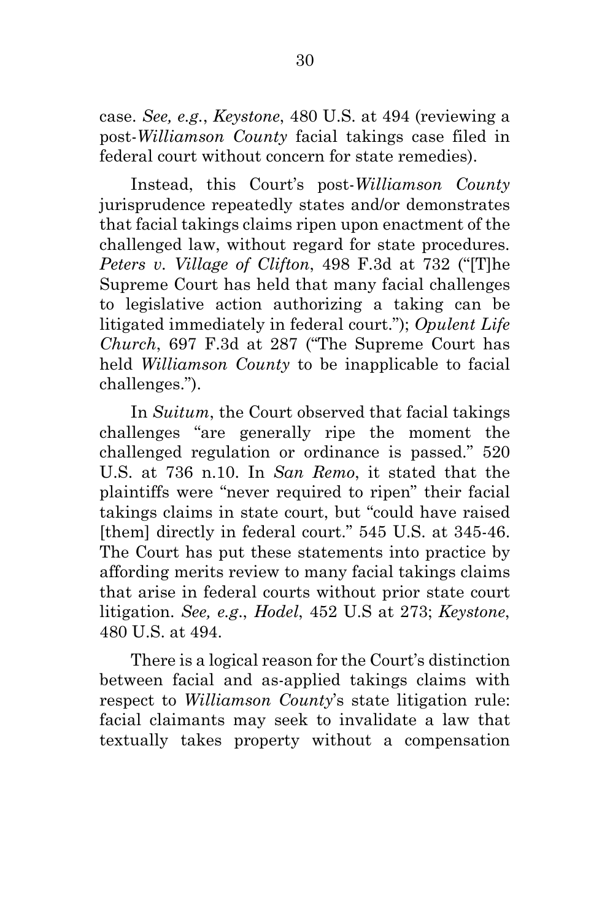case. *See, e.g.*, *Keystone*, 480 U.S. at 494 (reviewing a post-*Williamson County* facial takings case filed in federal court without concern for state remedies).

Instead, this Court's post-*Williamson County* jurisprudence repeatedly states and/or demonstrates that facial takings claims ripen upon enactment of the challenged law, without regard for state procedures. *Peters v. Village of Clifton*, 498 F.3d at 732 ("[T]he Supreme Court has held that many facial challenges to legislative action authorizing a taking can be litigated immediately in federal court."); *Opulent Life Church*, 697 F.3d at 287 ("The Supreme Court has held *Williamson County* to be inapplicable to facial challenges.").

In *Suitum*, the Court observed that facial takings challenges "are generally ripe the moment the challenged regulation or ordinance is passed." 520 U.S. at 736 n.10. In *San Remo*, it stated that the plaintiffs were "never required to ripen" their facial takings claims in state court, but "could have raised [them] directly in federal court." 545 U.S. at 345-46. The Court has put these statements into practice by affording merits review to many facial takings claims that arise in federal courts without prior state court litigation. *See, e.g.*, *Hodel*, 452 U.S at 273; *Keystone*, 480 U.S. at 494.

There is a logical reason for the Court's distinction between facial and as-applied takings claims with respect to *Williamson County*'s state litigation rule: facial claimants may seek to invalidate a law that textually takes property without a compensation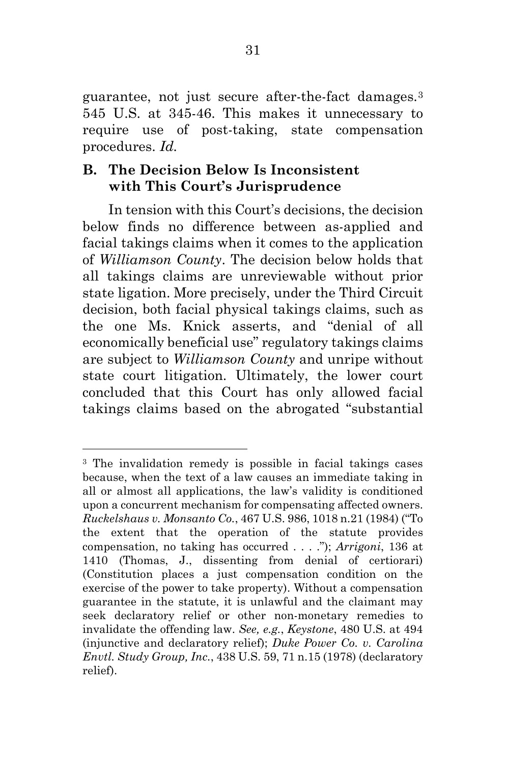guarantee, not just secure after-the-fact damages.[3] 545 U.S. at 345-46. This makes it unnecessary to require use of post-taking, state compensation procedures. *Id.*

### B. The Decision Below Is Inconsistent with This Court's Jurisprudence

In tension with this Court's decisions, the decision below finds no difference between as-applied and facial takings claims when it comes to the application of *Williamson County*. The decision below holds that all takings claims are unreviewable without prior state ligation. More precisely, under the Third Circuit decision, both facial physical takings claims, such as the one Ms. Knick asserts, and "denial of all economically beneficial use" regulatory takings claims are subject to *Williamson County* and unripe without state court litigation. Ultimately, the lower court concluded that this Court has only allowed facial takings claims based on the abrogated "substantial

[3] The invalidation remedy is possible in facial takings cases because, when the text of a law causes an immediate taking in all or almost all applications, the law's validity is conditioned upon a concurrent mechanism for compensating affected owners. *Ruckelshaus v. Monsanto Co.*, 467 U.S. 986, 1018 n.21 (1984) ("To the extent that the operation of the statute provides compensation, no taking has occurred . . . ."); *Arrigoni*, 136 at 1410 (Thomas, J., dissenting from denial of certiorari) (Constitution places a just compensation condition on the exercise of the power to take property). Without a compensation guarantee in the statute, it is unlawful and the claimant may seek declaratory relief or other non-monetary remedies to invalidate the offending law. *See, e.g.*, *Keystone*, 480 U.S. at 494 (injunctive and declaratory relief); *Duke Power Co. v. Carolina Envtl. Study Group, Inc.*, 438 U.S. 59, 71 n.15 (1978) (declaratory relief).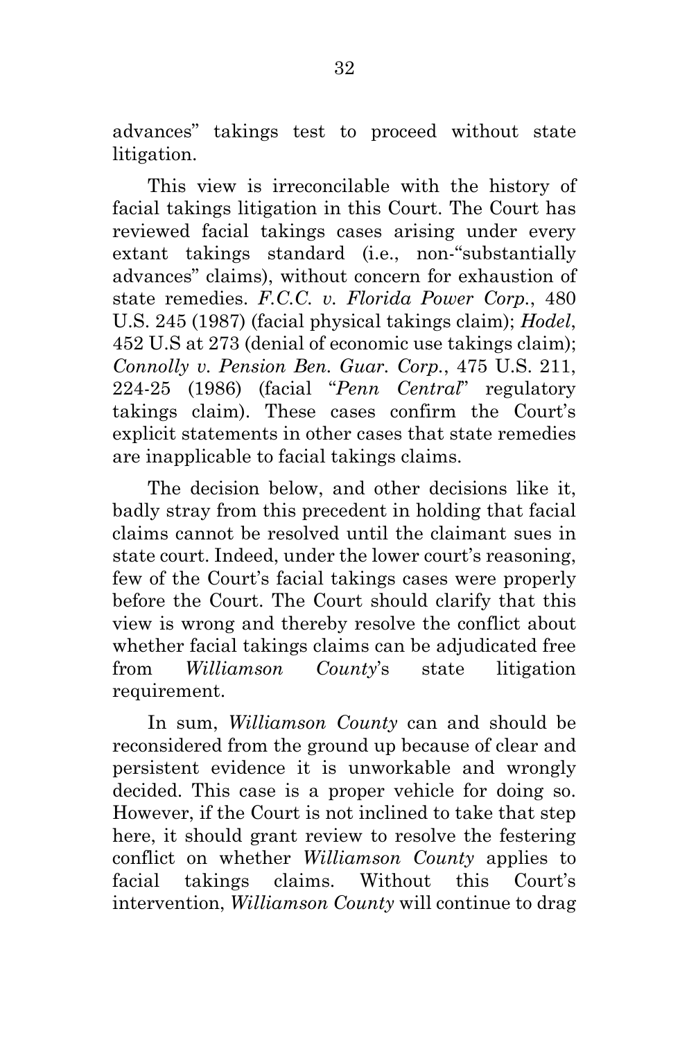advances" takings test to proceed without state litigation.

This view is irreconcilable with the history of facial takings litigation in this Court. The Court has reviewed facial takings cases arising under every extant takings standard (i.e., non-"substantially advances" claims), without concern for exhaustion of state remedies. *F.C.C. v. Florida Power Corp.*, 480 U.S. 245 (1987) (facial physical takings claim); *Hodel*, 452 U.S at 273 (denial of economic use takings claim); *Connolly v. Pension Ben. Guar. Corp.*, 475 U.S. 211, 224-25 (1986) (facial "*Penn Central*" regulatory takings claim). These cases confirm the Court's explicit statements in other cases that state remedies are inapplicable to facial takings claims.

The decision below, and other decisions like it, badly stray from this precedent in holding that facial claims cannot be resolved until the claimant sues in state court. Indeed, under the lower court's reasoning, few of the Court's facial takings cases were properly before the Court. The Court should clarify that this view is wrong and thereby resolve the conflict about whether facial takings claims can be adjudicated free from *Williamson County*'s state litigation requirement.

In sum, *Williamson County* can and should be reconsidered from the ground up because of clear and persistent evidence it is unworkable and wrongly decided. This case is a proper vehicle for doing so. However, if the Court is not inclined to take that step here, it should grant review to resolve the festering conflict on whether *Williamson County* applies to facial takings claims. Without this Court's intervention, *Williamson County* will continue to drag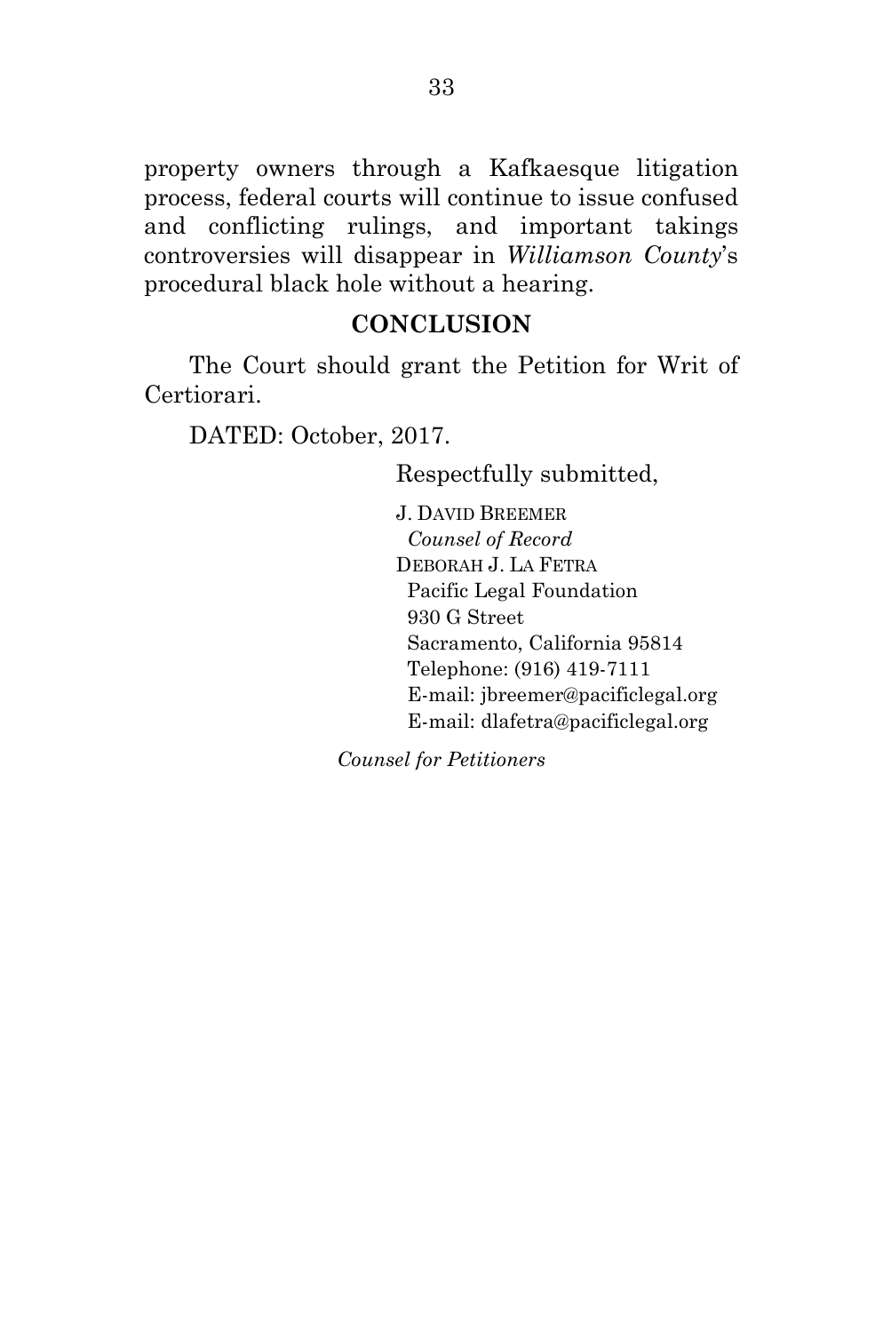property owners through a Kafkaesque litigation process, federal courts will continue to issue confused and conflicting rulings, and important takings controversies will disappear in *Williamson County*'s procedural black hole without a hearing.

## CONCLUSION

The Court should grant the Petition for Writ of Certiorari.

DATED: October, 2017.

Respectfully submitted,

J. DAVID BREEMER
*Counsel of Record*
DEBORAH J. LA FETRA
Pacific Legal Foundation
930 G Street
Sacramento, California 95814
Telephone: (916) 419-7111
E-mail: jbreemer@pacificlegal.org
E-mail: dlafetra@pacificlegal.org

*Counsel for Petitioners*